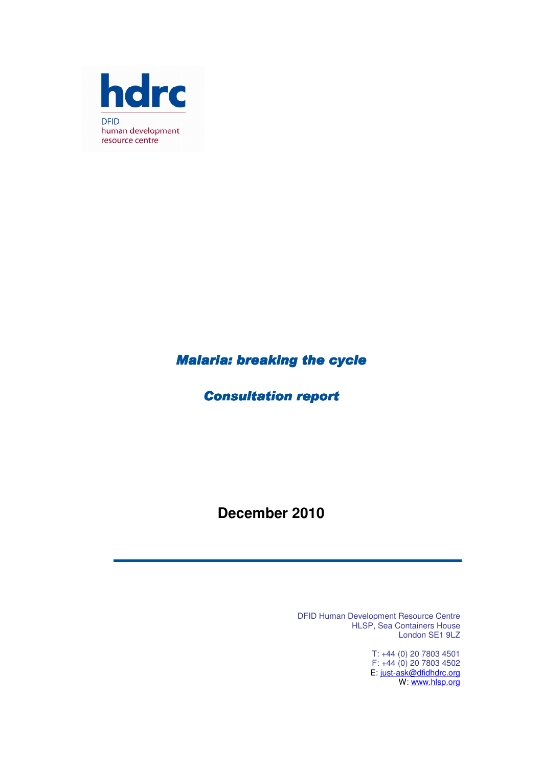hdrc

DFID
human development
resource centre

# *Malaria: breaking the cycle*

## *Consultation report*

**December 2010**

DFID Human Development Resource Centre
HLSP, Sea Containers House
London SE1 9LZ

T: +44 (0) 20 7803 4501
F: +44 (0) 20 7803 4502
E: just-ask@dfidhdrc.org
W: www.hlsp.org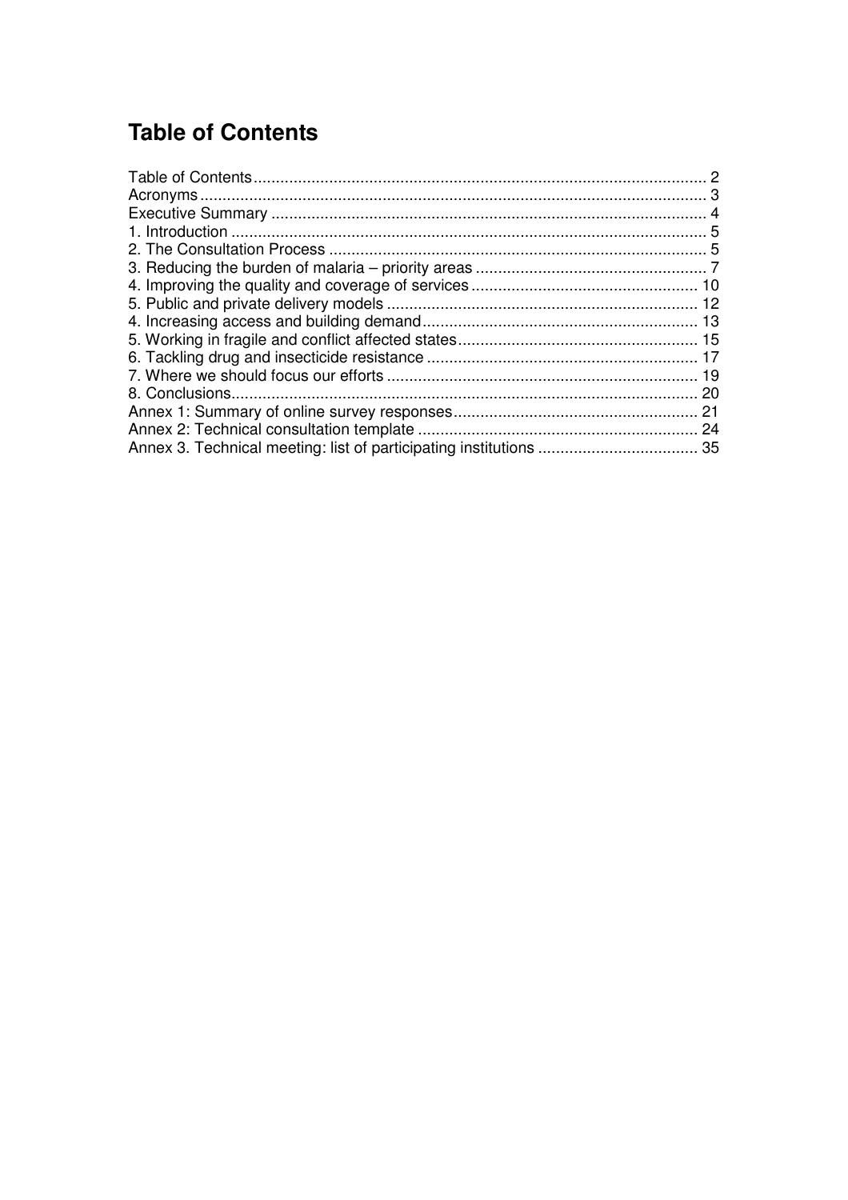# Table of Contents

Table of Contents .................................................................................................... 2
Acronyms .................................................................................................................. 3
Executive Summary .................................................................................................. 4
1. Introduction ........................................................................................................... 5
2. The Consultation Process ..................................................................................... 5
3. Reducing the burden of malaria – priority areas .................................................... 7
4. Improving the quality and coverage of services ................................................... 10
5. Public and private delivery models ...................................................................... 12
4. Increasing access and building demand .............................................................. 13
5. Working in fragile and conflict affected states ...................................................... 15
6. Tackling drug and insecticide resistance ............................................................. 17
7. Where we should focus our efforts ...................................................................... 19
8. Conclusions ......................................................................................................... 20
Annex 1: Summary of online survey responses ....................................................... 21
Annex 2: Technical consultation template ............................................................... 24
Annex 3. Technical meeting: list of participating institutions .................................... 35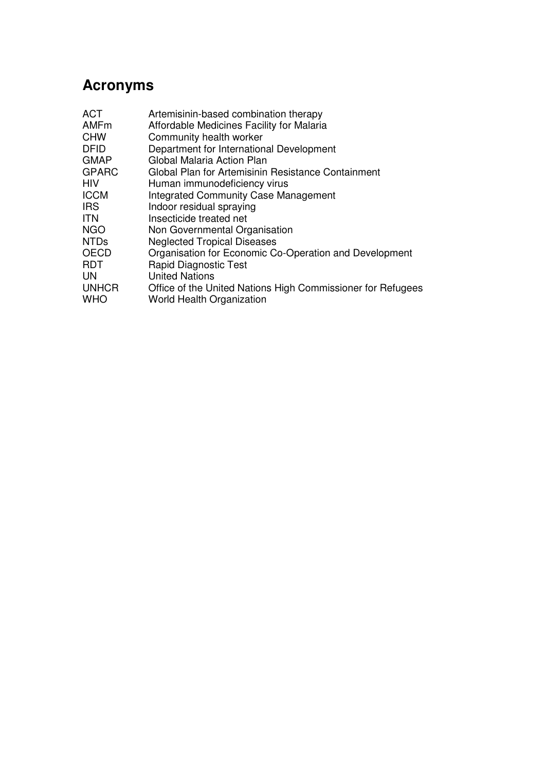# Acronyms

| | |
|---|---|
| ACT | Artemisinin-based combination therapy |
| AMFm | Affordable Medicines Facility for Malaria |
| CHW | Community health worker |
| DFID | Department for International Development |
| GMAP | Global Malaria Action Plan |
| GPARC | Global Plan for Artemisinin Resistance Containment |
| HIV | Human immunodeficiency virus |
| ICCM | Integrated Community Case Management |
| IRS | Indoor residual spraying |
| ITN | Insecticide treated net |
| NGO | Non Governmental Organisation |
| NTDs | Neglected Tropical Diseases |
| OECD | Organisation for Economic Co-Operation and Development |
| RDT | Rapid Diagnostic Test |
| UN | United Nations |
| UNHCR | Office of the United Nations High Commissioner for Refugees |
| WHO | World Health Organization |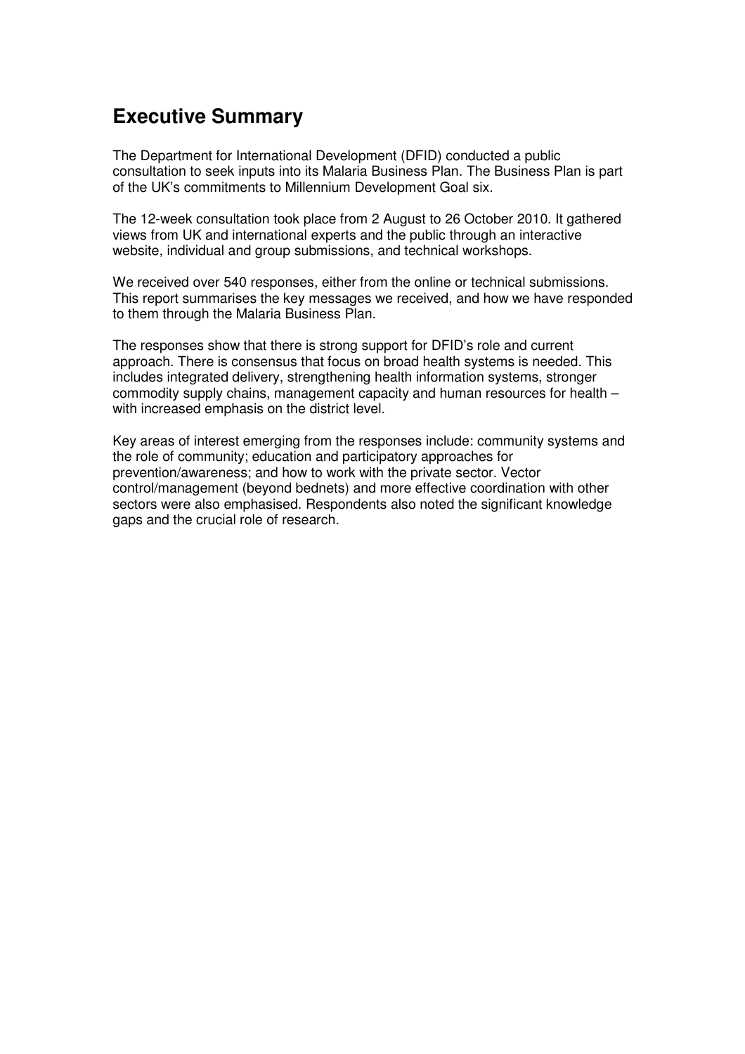## Executive Summary

The Department for International Development (DFID) conducted a public consultation to seek inputs into its Malaria Business Plan. The Business Plan is part of the UK's commitments to Millennium Development Goal six.

The 12-week consultation took place from 2 August to 26 October 2010. It gathered views from UK and international experts and the public through an interactive website, individual and group submissions, and technical workshops.

We received over 540 responses, either from the online or technical submissions. This report summarises the key messages we received, and how we have responded to them through the Malaria Business Plan.

The responses show that there is strong support for DFID's role and current approach. There is consensus that focus on broad health systems is needed. This includes integrated delivery, strengthening health information systems, stronger commodity supply chains, management capacity and human resources for health – with increased emphasis on the district level.

Key areas of interest emerging from the responses include: community systems and the role of community; education and participatory approaches for prevention/awareness; and how to work with the private sector. Vector control/management (beyond bednets) and more effective coordination with other sectors were also emphasised. Respondents also noted the significant knowledge gaps and the crucial role of research.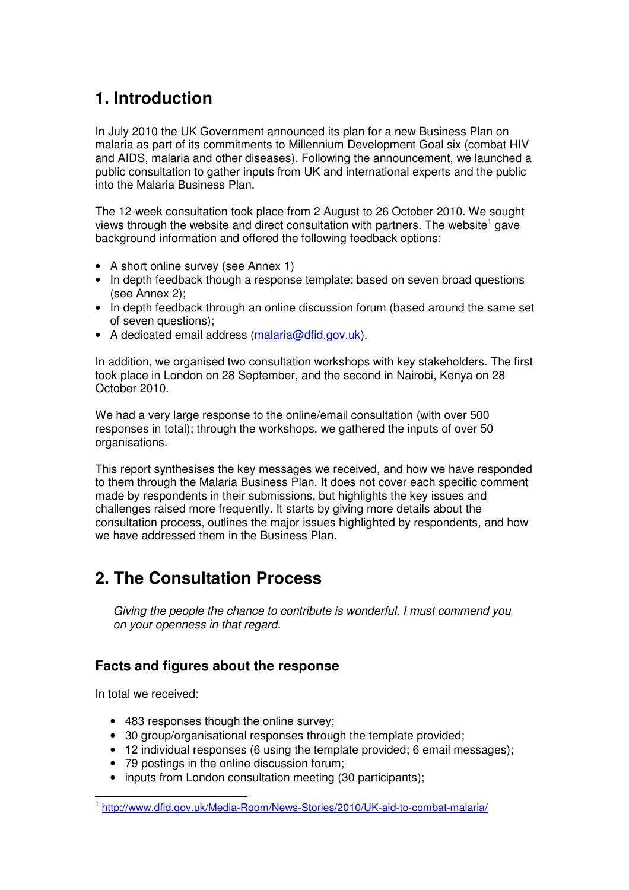# 1. Introduction

In July 2010 the UK Government announced its plan for a new Business Plan on malaria as part of its commitments to Millennium Development Goal six (combat HIV and AIDS, malaria and other diseases). Following the announcement, we launched a public consultation to gather inputs from UK and international experts and the public into the Malaria Business Plan.

The 12-week consultation took place from 2 August to 26 October 2010. We sought views through the website and direct consultation with partners. The website[1] gave background information and offered the following feedback options:

- A short online survey (see Annex 1)
- In depth feedback though a response template; based on seven broad questions (see Annex 2);
- In depth feedback through an online discussion forum (based around the same set of seven questions);
- A dedicated email address (malaria@dfid.gov.uk).

In addition, we organised two consultation workshops with key stakeholders. The first took place in London on 28 September, and the second in Nairobi, Kenya on 28 October 2010.

We had a very large response to the online/email consultation (with over 500 responses in total); through the workshops, we gathered the inputs of over 50 organisations.

This report synthesises the key messages we received, and how we have responded to them through the Malaria Business Plan. It does not cover each specific comment made by respondents in their submissions, but highlights the key issues and challenges raised more frequently. It starts by giving more details about the consultation process, outlines the major issues highlighted by respondents, and how we have addressed them in the Business Plan.

# 2. The Consultation Process

*Giving the people the chance to contribute is wonderful. I must commend you on your openness in that regard.*

## Facts and figures about the response

In total we received:

- 483 responses though the online survey;
- 30 group/organisational responses through the template provided;
- 12 individual responses (6 using the template provided; 6 email messages);
- 79 postings in the online discussion forum;
- inputs from London consultation meeting (30 participants);

[1] http://www.dfid.gov.uk/Media-Room/News-Stories/2010/UK-aid-to-combat-malaria/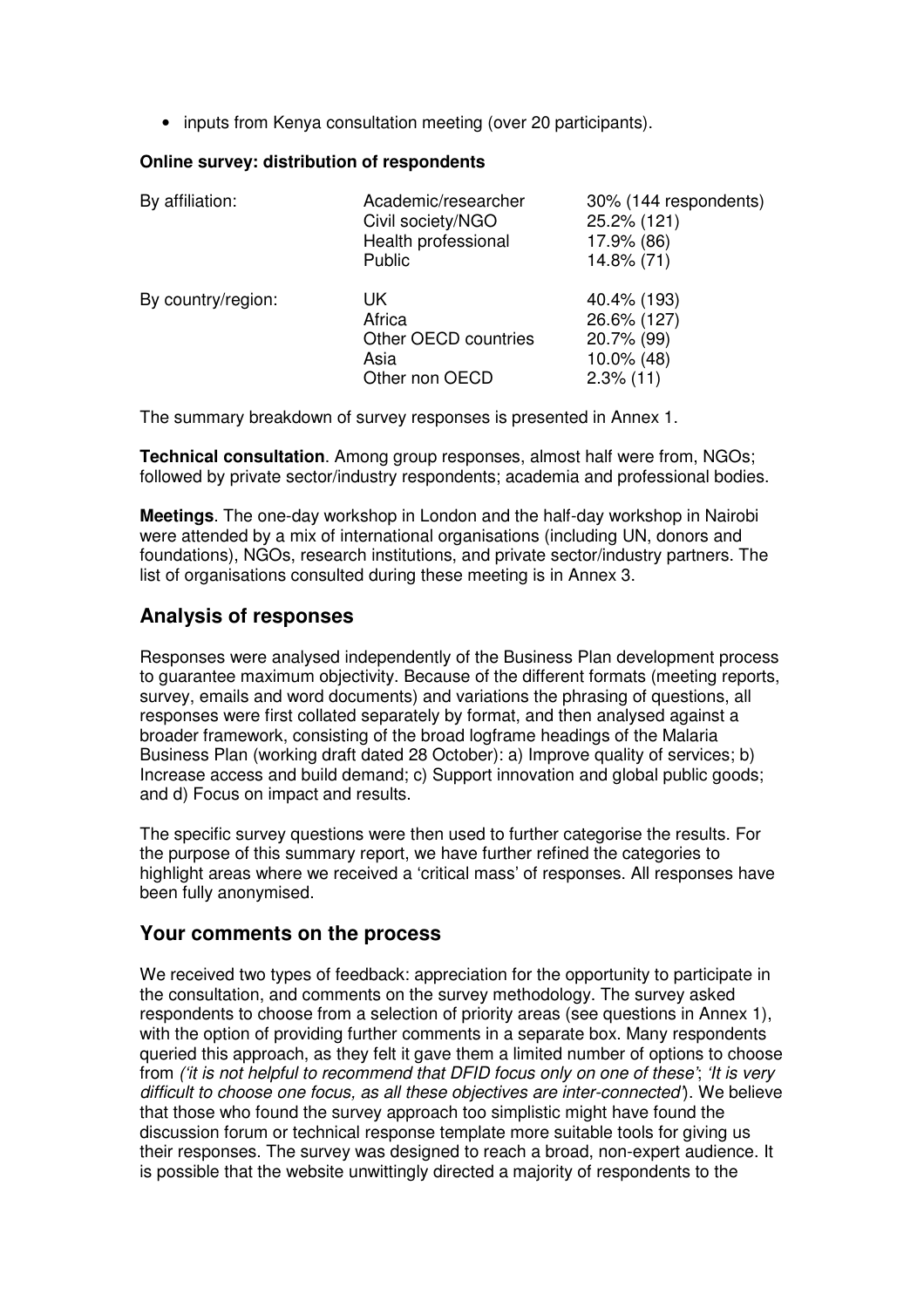- inputs from Kenya consultation meeting (over 20 participants).

**Online survey: distribution of respondents**

| | | |
|---|---|---|
| By affiliation: | Academic/researcher | 30% (144 respondents) |
| | Civil society/NGO | 25.2% (121) |
| | Health professional | 17.9% (86) |
| | Public | 14.8% (71) |
| By country/region: | UK | 40.4% (193) |
| | Africa | 26.6% (127) |
| | Other OECD countries | 20.7% (99) |
| | Asia | 10.0% (48) |
| | Other non OECD | 2.3% (11) |

The summary breakdown of survey responses is presented in Annex 1.

**Technical consultation**. Among group responses, almost half were from, NGOs; followed by private sector/industry respondents; academia and professional bodies.

**Meetings**. The one-day workshop in London and the half-day workshop in Nairobi were attended by a mix of international organisations (including UN, donors and foundations), NGOs, research institutions, and private sector/industry partners. The list of organisations consulted during these meeting is in Annex 3.

## Analysis of responses

Responses were analysed independently of the Business Plan development process to guarantee maximum objectivity. Because of the different formats (meeting reports, survey, emails and word documents) and variations the phrasing of questions, all responses were first collated separately by format, and then analysed against a broader framework, consisting of the broad logframe headings of the Malaria Business Plan (working draft dated 28 October): a) Improve quality of services; b) Increase access and build demand; c) Support innovation and global public goods; and d) Focus on impact and results.

The specific survey questions were then used to further categorise the results. For the purpose of this summary report, we have further refined the categories to highlight areas where we received a 'critical mass' of responses. All responses have been fully anonymised.

## Your comments on the process

We received two types of feedback: appreciation for the opportunity to participate in the consultation, and comments on the survey methodology. The survey asked respondents to choose from a selection of priority areas (see questions in Annex 1), with the option of providing further comments in a separate box. Many respondents queried this approach, as they felt it gave them a limited number of options to choose from *('it is not helpful to recommend that DFID focus only on one of these'*; *'It is very difficult to choose one focus, as all these objectives are inter-connected'*). We believe that those who found the survey approach too simplistic might have found the discussion forum or technical response template more suitable tools for giving us their responses. The survey was designed to reach a broad, non-expert audience. It is possible that the website unwittingly directed a majority of respondents to the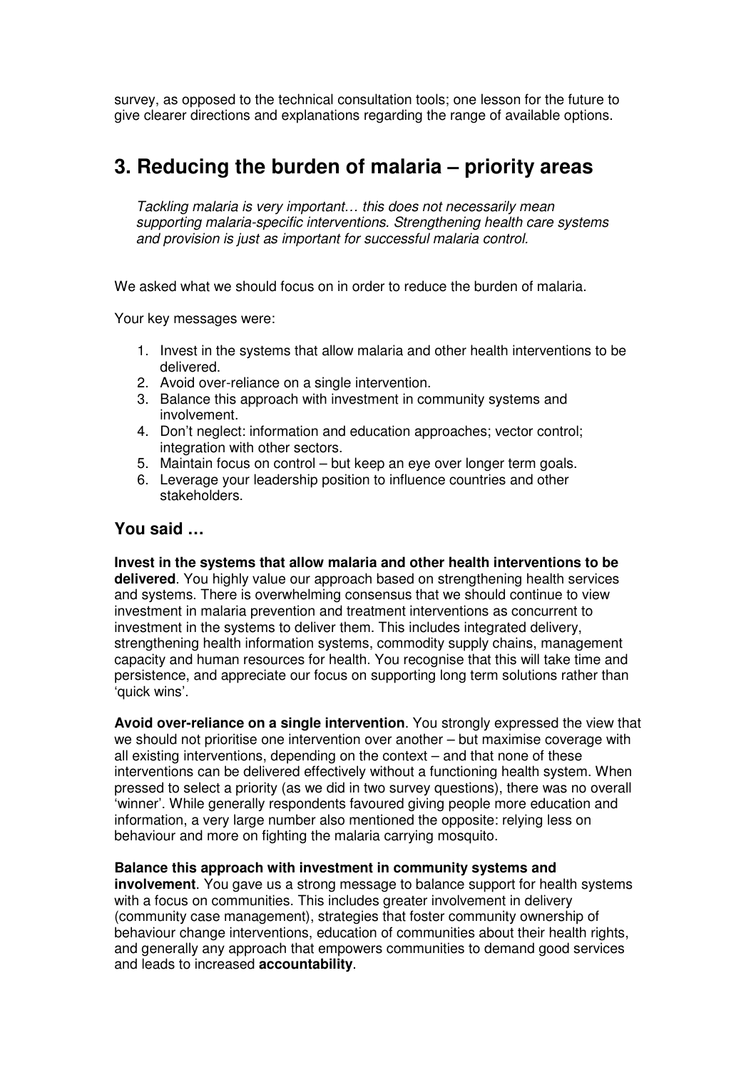survey, as opposed to the technical consultation tools; one lesson for the future to give clearer directions and explanations regarding the range of available options.

# 3. Reducing the burden of malaria – priority areas

> *Tackling malaria is very important… this does not necessarily mean supporting malaria-specific interventions. Strengthening health care systems and provision is just as important for successful malaria control.*

We asked what we should focus on in order to reduce the burden of malaria.

Your key messages were:

1. Invest in the systems that allow malaria and other health interventions to be delivered.
2. Avoid over-reliance on a single intervention.
3. Balance this approach with investment in community systems and involvement.
4. Don't neglect: information and education approaches; vector control; integration with other sectors.
5. Maintain focus on control – but keep an eye over longer term goals.
6. Leverage your leadership position to influence countries and other stakeholders.

## You said …

**Invest in the systems that allow malaria and other health interventions to be delivered**. You highly value our approach based on strengthening health services and systems. There is overwhelming consensus that we should continue to view investment in malaria prevention and treatment interventions as concurrent to investment in the systems to deliver them. This includes integrated delivery, strengthening health information systems, commodity supply chains, management capacity and human resources for health. You recognise that this will take time and persistence, and appreciate our focus on supporting long term solutions rather than 'quick wins'.

**Avoid over-reliance on a single intervention**. You strongly expressed the view that we should not prioritise one intervention over another – but maximise coverage with all existing interventions, depending on the context – and that none of these interventions can be delivered effectively without a functioning health system. When pressed to select a priority (as we did in two survey questions), there was no overall 'winner'. While generally respondents favoured giving people more education and information, a very large number also mentioned the opposite: relying less on behaviour and more on fighting the malaria carrying mosquito.

**Balance this approach with investment in community systems and involvement**. You gave us a strong message to balance support for health systems with a focus on communities. This includes greater involvement in delivery (community case management), strategies that foster community ownership of behaviour change interventions, education of communities about their health rights, and generally any approach that empowers communities to demand good services and leads to increased **accountability**.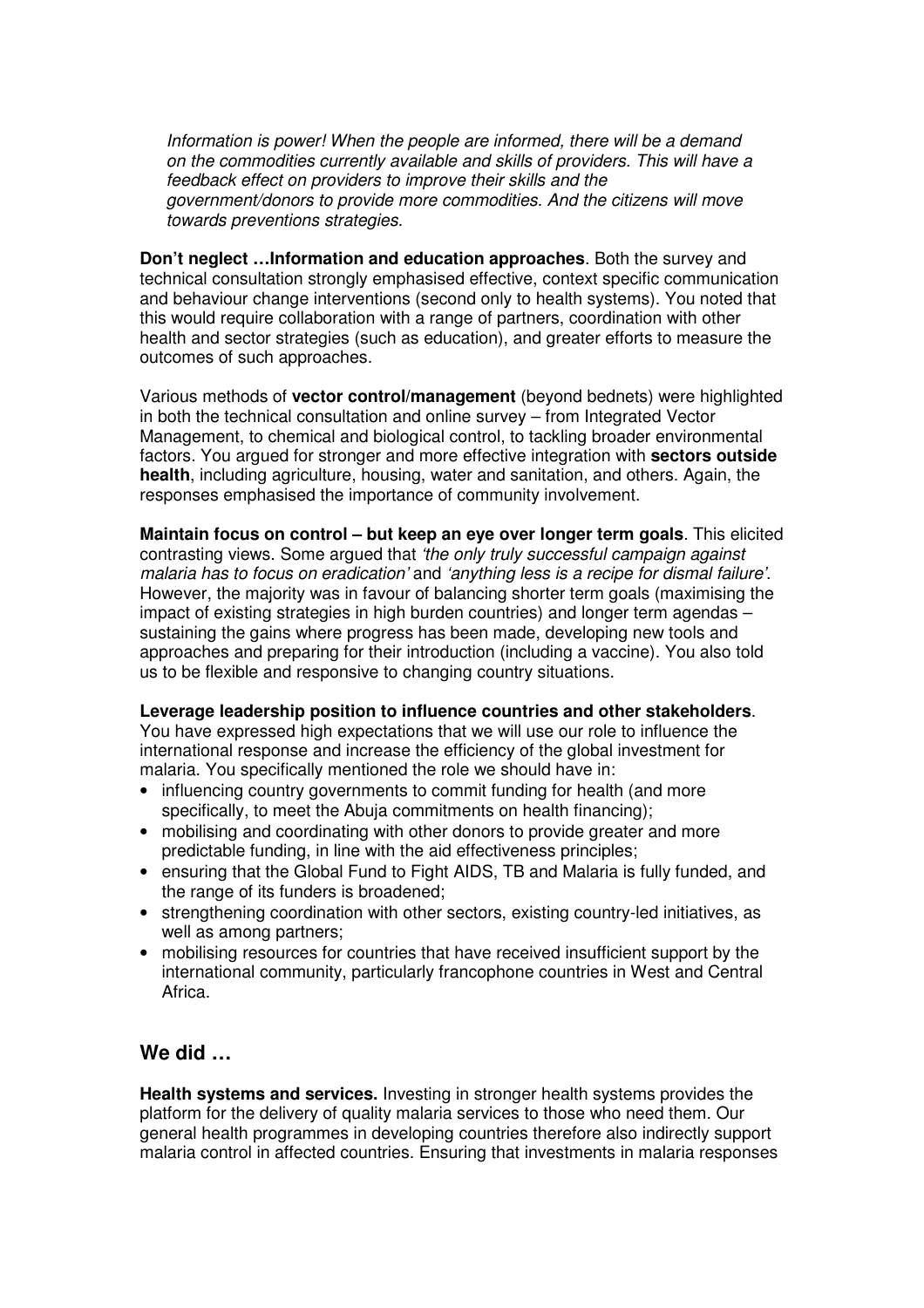*Information is power! When the people are informed, there will be a demand on the commodities currently available and skills of providers. This will have a feedback effect on providers to improve their skills and the government/donors to provide more commodities. And the citizens will move towards preventions strategies.*

**Don't neglect …Information and education approaches**. Both the survey and technical consultation strongly emphasised effective, context specific communication and behaviour change interventions (second only to health systems). You noted that this would require collaboration with a range of partners, coordination with other health and sector strategies (such as education), and greater efforts to measure the outcomes of such approaches.

Various methods of **vector control/management** (beyond bednets) were highlighted in both the technical consultation and online survey – from Integrated Vector Management, to chemical and biological control, to tackling broader environmental factors. You argued for stronger and more effective integration with **sectors outside health**, including agriculture, housing, water and sanitation, and others. Again, the responses emphasised the importance of community involvement.

**Maintain focus on control – but keep an eye over longer term goals**. This elicited contrasting views. Some argued that *'the only truly successful campaign against malaria has to focus on eradication'* and *'anything less is a recipe for dismal failure'*. However, the majority was in favour of balancing shorter term goals (maximising the impact of existing strategies in high burden countries) and longer term agendas – sustaining the gains where progress has been made, developing new tools and approaches and preparing for their introduction (including a vaccine). You also told us to be flexible and responsive to changing country situations.

**Leverage leadership position to influence countries and other stakeholders**. You have expressed high expectations that we will use our role to influence the international response and increase the efficiency of the global investment for malaria. You specifically mentioned the role we should have in:

- influencing country governments to commit funding for health (and more specifically, to meet the Abuja commitments on health financing);
- mobilising and coordinating with other donors to provide greater and more predictable funding, in line with the aid effectiveness principles;
- ensuring that the Global Fund to Fight AIDS, TB and Malaria is fully funded, and the range of its funders is broadened;
- strengthening coordination with other sectors, existing country-led initiatives, as well as among partners;
- mobilising resources for countries that have received insufficient support by the international community, particularly francophone countries in West and Central Africa.

## We did …

**Health systems and services.** Investing in stronger health systems provides the platform for the delivery of quality malaria services to those who need them. Our general health programmes in developing countries therefore also indirectly support malaria control in affected countries. Ensuring that investments in malaria responses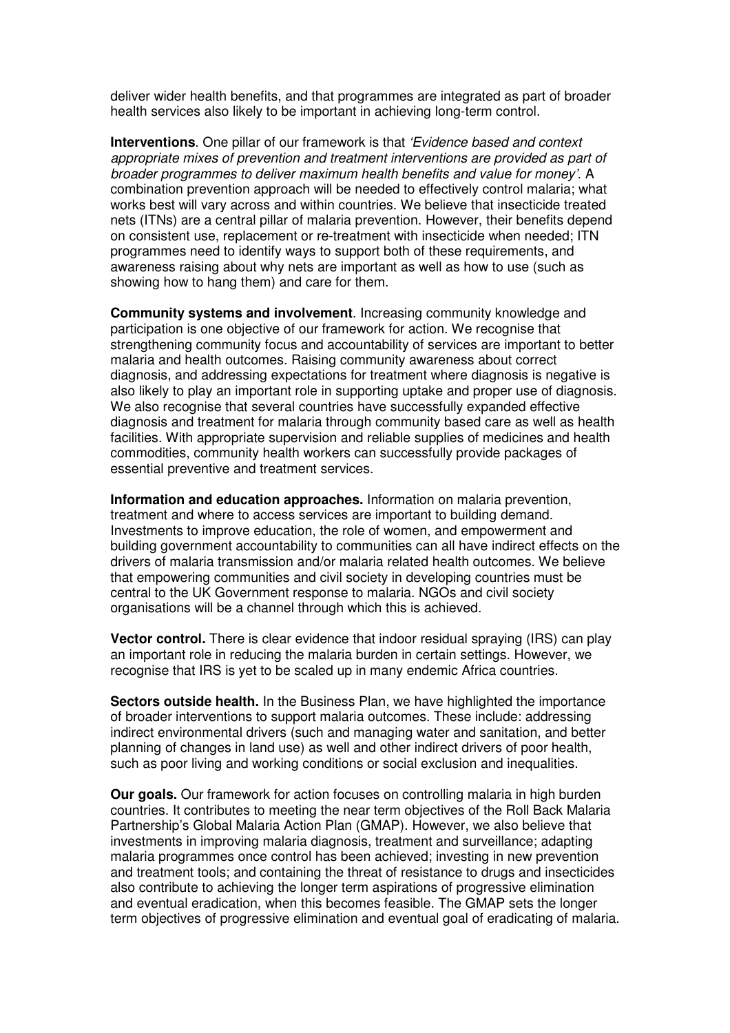deliver wider health benefits, and that programmes are integrated as part of broader health services also likely to be important in achieving long-term control.

**Interventions**. One pillar of our framework is that *'Evidence based and context appropriate mixes of prevention and treatment interventions are provided as part of broader programmes to deliver maximum health benefits and value for money'*. A combination prevention approach will be needed to effectively control malaria; what works best will vary across and within countries. We believe that insecticide treated nets (ITNs) are a central pillar of malaria prevention. However, their benefits depend on consistent use, replacement or re-treatment with insecticide when needed; ITN programmes need to identify ways to support both of these requirements, and awareness raising about why nets are important as well as how to use (such as showing how to hang them) and care for them.

**Community systems and involvement**. Increasing community knowledge and participation is one objective of our framework for action. We recognise that strengthening community focus and accountability of services are important to better malaria and health outcomes. Raising community awareness about correct diagnosis, and addressing expectations for treatment where diagnosis is negative is also likely to play an important role in supporting uptake and proper use of diagnosis. We also recognise that several countries have successfully expanded effective diagnosis and treatment for malaria through community based care as well as health facilities. With appropriate supervision and reliable supplies of medicines and health commodities, community health workers can successfully provide packages of essential preventive and treatment services.

**Information and education approaches.** Information on malaria prevention, treatment and where to access services are important to building demand. Investments to improve education, the role of women, and empowerment and building government accountability to communities can all have indirect effects on the drivers of malaria transmission and/or malaria related health outcomes. We believe that empowering communities and civil society in developing countries must be central to the UK Government response to malaria. NGOs and civil society organisations will be a channel through which this is achieved.

**Vector control.** There is clear evidence that indoor residual spraying (IRS) can play an important role in reducing the malaria burden in certain settings. However, we recognise that IRS is yet to be scaled up in many endemic Africa countries.

**Sectors outside health.** In the Business Plan, we have highlighted the importance of broader interventions to support malaria outcomes. These include: addressing indirect environmental drivers (such and managing water and sanitation, and better planning of changes in land use) as well and other indirect drivers of poor health, such as poor living and working conditions or social exclusion and inequalities.

**Our goals.** Our framework for action focuses on controlling malaria in high burden countries. It contributes to meeting the near term objectives of the Roll Back Malaria Partnership's Global Malaria Action Plan (GMAP). However, we also believe that investments in improving malaria diagnosis, treatment and surveillance; adapting malaria programmes once control has been achieved; investing in new prevention and treatment tools; and containing the threat of resistance to drugs and insecticides also contribute to achieving the longer term aspirations of progressive elimination and eventual eradication, when this becomes feasible. The GMAP sets the longer term objectives of progressive elimination and eventual goal of eradicating of malaria.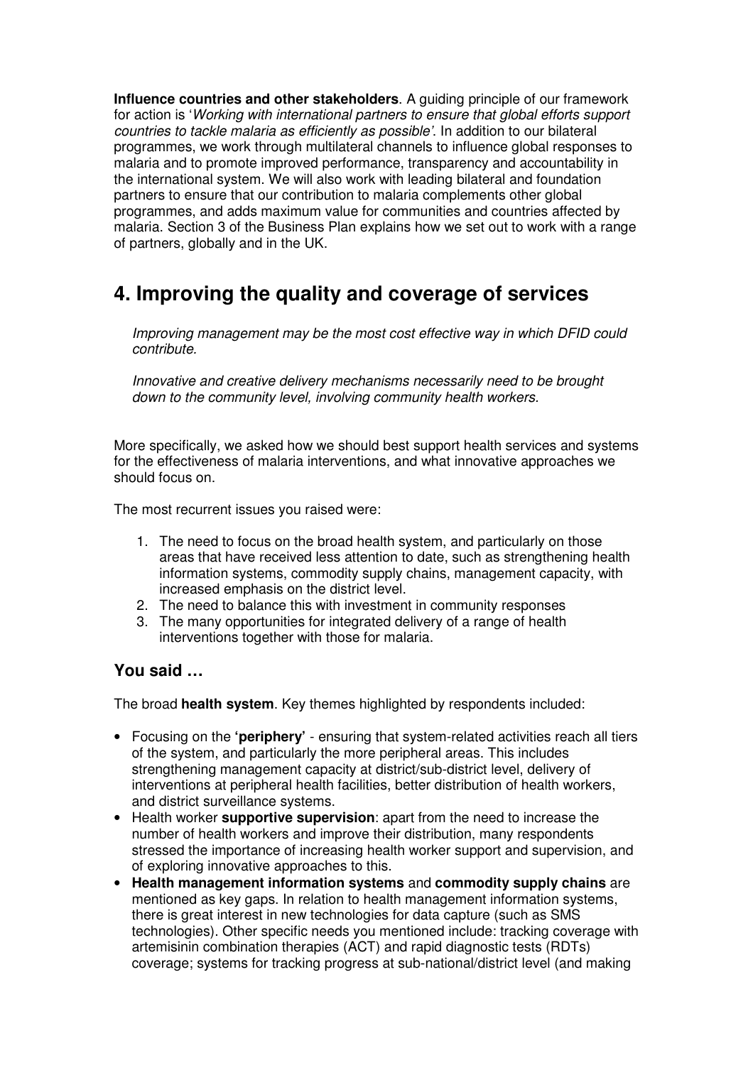**Influence countries and other stakeholders**. A guiding principle of our framework for action is '*Working with international partners to ensure that global efforts support countries to tackle malaria as efficiently as possible'*. In addition to our bilateral programmes, we work through multilateral channels to influence global responses to malaria and to promote improved performance, transparency and accountability in the international system. We will also work with leading bilateral and foundation partners to ensure that our contribution to malaria complements other global programmes, and adds maximum value for communities and countries affected by malaria. Section 3 of the Business Plan explains how we set out to work with a range of partners, globally and in the UK.

# 4. Improving the quality and coverage of services

> *Improving management may be the most cost effective way in which DFID could contribute.*
>
> *Innovative and creative delivery mechanisms necessarily need to be brought down to the community level, involving community health workers.*

More specifically, we asked how we should best support health services and systems for the effectiveness of malaria interventions, and what innovative approaches we should focus on.

The most recurrent issues you raised were:

1. The need to focus on the broad health system, and particularly on those areas that have received less attention to date, such as strengthening health information systems, commodity supply chains, management capacity, with increased emphasis on the district level.
2. The need to balance this with investment in community responses
3. The many opportunities for integrated delivery of a range of health interventions together with those for malaria.

## You said …

The broad **health system**. Key themes highlighted by respondents included:

- Focusing on the **'periphery'** - ensuring that system-related activities reach all tiers of the system, and particularly the more peripheral areas. This includes strengthening management capacity at district/sub-district level, delivery of interventions at peripheral health facilities, better distribution of health workers, and district surveillance systems.
- Health worker **supportive supervision**: apart from the need to increase the number of health workers and improve their distribution, many respondents stressed the importance of increasing health worker support and supervision, and of exploring innovative approaches to this.
- **Health management information systems** and **commodity supply chains** are mentioned as key gaps. In relation to health management information systems, there is great interest in new technologies for data capture (such as SMS technologies). Other specific needs you mentioned include: tracking coverage with artemisinin combination therapies (ACT) and rapid diagnostic tests (RDTs) coverage; systems for tracking progress at sub-national/district level (and making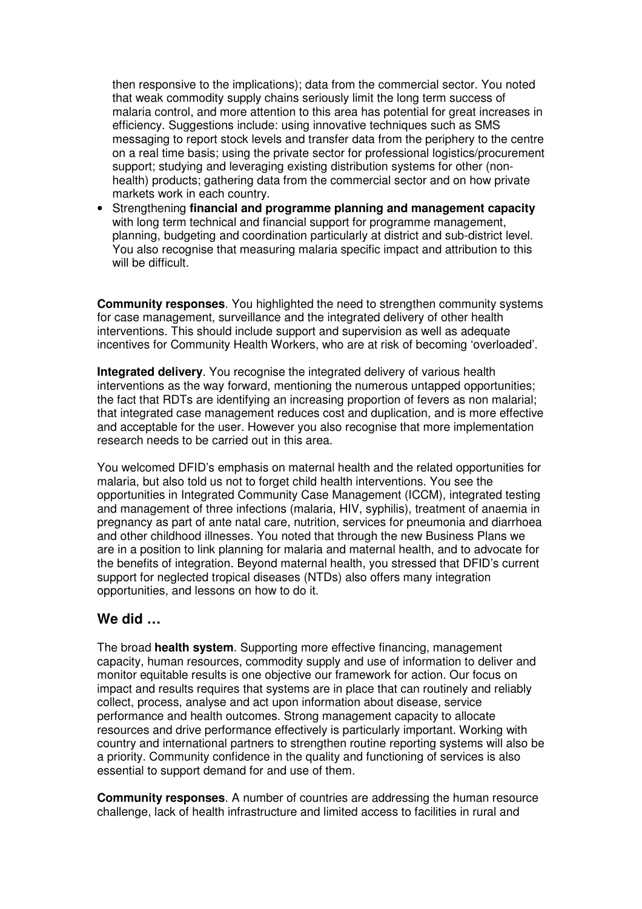then responsive to the implications); data from the commercial sector. You noted that weak commodity supply chains seriously limit the long term success of malaria control, and more attention to this area has potential for great increases in efficiency. Suggestions include: using innovative techniques such as SMS messaging to report stock levels and transfer data from the periphery to the centre on a real time basis; using the private sector for professional logistics/procurement support; studying and leveraging existing distribution systems for other (non-health) products; gathering data from the commercial sector and on how private markets work in each country.

- Strengthening **financial and programme planning and management capacity** with long term technical and financial support for programme management, planning, budgeting and coordination particularly at district and sub-district level. You also recognise that measuring malaria specific impact and attribution to this will be difficult.

**Community responses**. You highlighted the need to strengthen community systems for case management, surveillance and the integrated delivery of other health interventions. This should include support and supervision as well as adequate incentives for Community Health Workers, who are at risk of becoming 'overloaded'.

**Integrated delivery**. You recognise the integrated delivery of various health interventions as the way forward, mentioning the numerous untapped opportunities; the fact that RDTs are identifying an increasing proportion of fevers as non malarial; that integrated case management reduces cost and duplication, and is more effective and acceptable for the user. However you also recognise that more implementation research needs to be carried out in this area.

You welcomed DFID's emphasis on maternal health and the related opportunities for malaria, but also told us not to forget child health interventions. You see the opportunities in Integrated Community Case Management (ICCM), integrated testing and management of three infections (malaria, HIV, syphilis), treatment of anaemia in pregnancy as part of ante natal care, nutrition, services for pneumonia and diarrhoea and other childhood illnesses. You noted that through the new Business Plans we are in a position to link planning for malaria and maternal health, and to advocate for the benefits of integration. Beyond maternal health, you stressed that DFID's current support for neglected tropical diseases (NTDs) also offers many integration opportunities, and lessons on how to do it.

## We did …

The broad **health system**. Supporting more effective financing, management capacity, human resources, commodity supply and use of information to deliver and monitor equitable results is one objective our framework for action. Our focus on impact and results requires that systems are in place that can routinely and reliably collect, process, analyse and act upon information about disease, service performance and health outcomes. Strong management capacity to allocate resources and drive performance effectively is particularly important. Working with country and international partners to strengthen routine reporting systems will also be a priority. Community confidence in the quality and functioning of services is also essential to support demand for and use of them.

**Community responses**. A number of countries are addressing the human resource challenge, lack of health infrastructure and limited access to facilities in rural and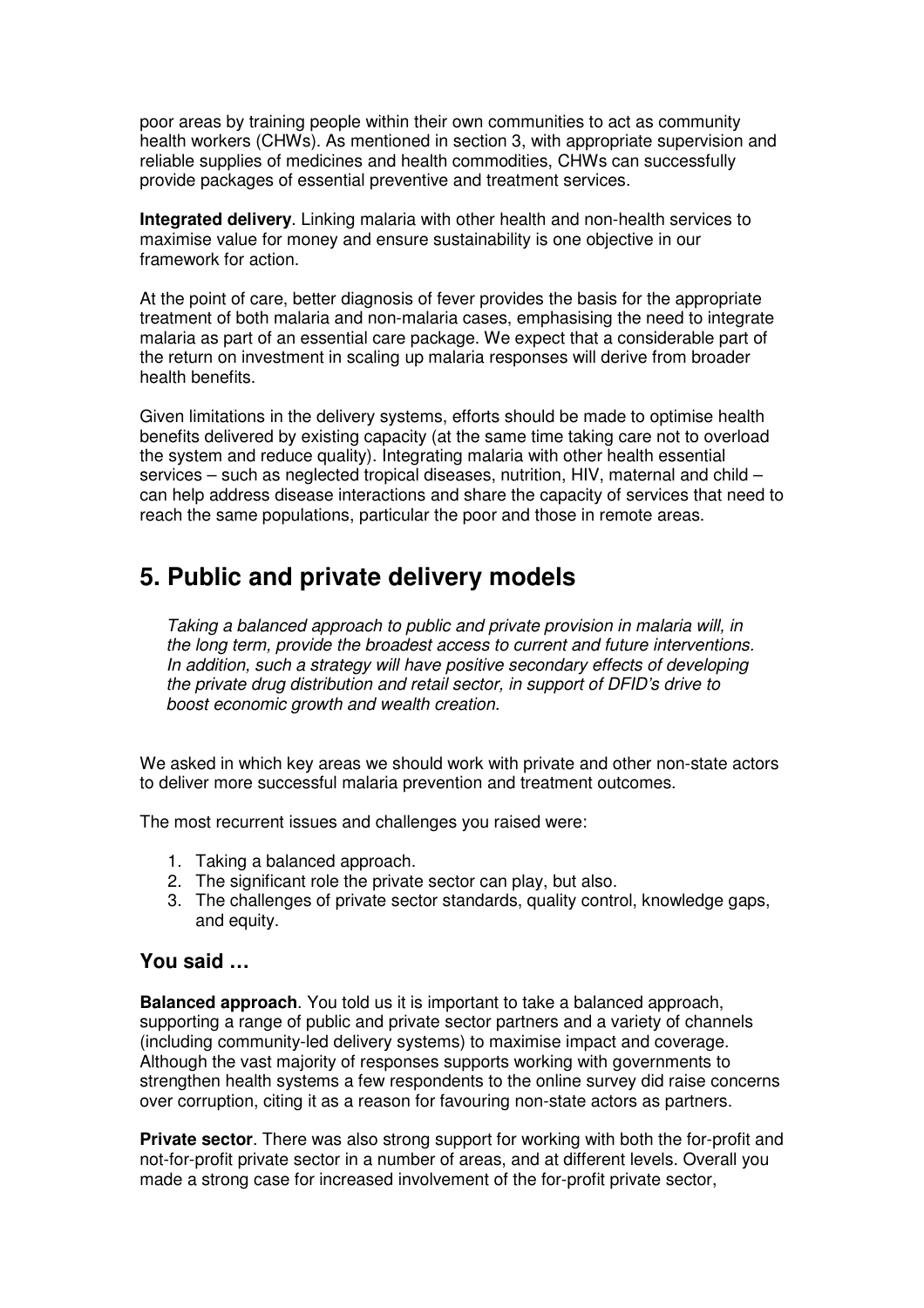poor areas by training people within their own communities to act as community health workers (CHWs). As mentioned in section 3, with appropriate supervision and reliable supplies of medicines and health commodities, CHWs can successfully provide packages of essential preventive and treatment services.

**Integrated delivery**. Linking malaria with other health and non-health services to maximise value for money and ensure sustainability is one objective in our framework for action.

At the point of care, better diagnosis of fever provides the basis for the appropriate treatment of both malaria and non-malaria cases, emphasising the need to integrate malaria as part of an essential care package. We expect that a considerable part of the return on investment in scaling up malaria responses will derive from broader health benefits.

Given limitations in the delivery systems, efforts should be made to optimise health benefits delivered by existing capacity (at the same time taking care not to overload the system and reduce quality). Integrating malaria with other health essential services – such as neglected tropical diseases, nutrition, HIV, maternal and child – can help address disease interactions and share the capacity of services that need to reach the same populations, particular the poor and those in remote areas.

# 5. Public and private delivery models

*Taking a balanced approach to public and private provision in malaria will, in the long term, provide the broadest access to current and future interventions. In addition, such a strategy will have positive secondary effects of developing the private drug distribution and retail sector, in support of DFID's drive to boost economic growth and wealth creation.*

We asked in which key areas we should work with private and other non-state actors to deliver more successful malaria prevention and treatment outcomes.

The most recurrent issues and challenges you raised were:

1. Taking a balanced approach.
2. The significant role the private sector can play, but also.
3. The challenges of private sector standards, quality control, knowledge gaps, and equity.

## You said …

**Balanced approach**. You told us it is important to take a balanced approach, supporting a range of public and private sector partners and a variety of channels (including community-led delivery systems) to maximise impact and coverage. Although the vast majority of responses supports working with governments to strengthen health systems a few respondents to the online survey did raise concerns over corruption, citing it as a reason for favouring non-state actors as partners.

**Private sector**. There was also strong support for working with both the for-profit and not-for-profit private sector in a number of areas, and at different levels. Overall you made a strong case for increased involvement of the for-profit private sector,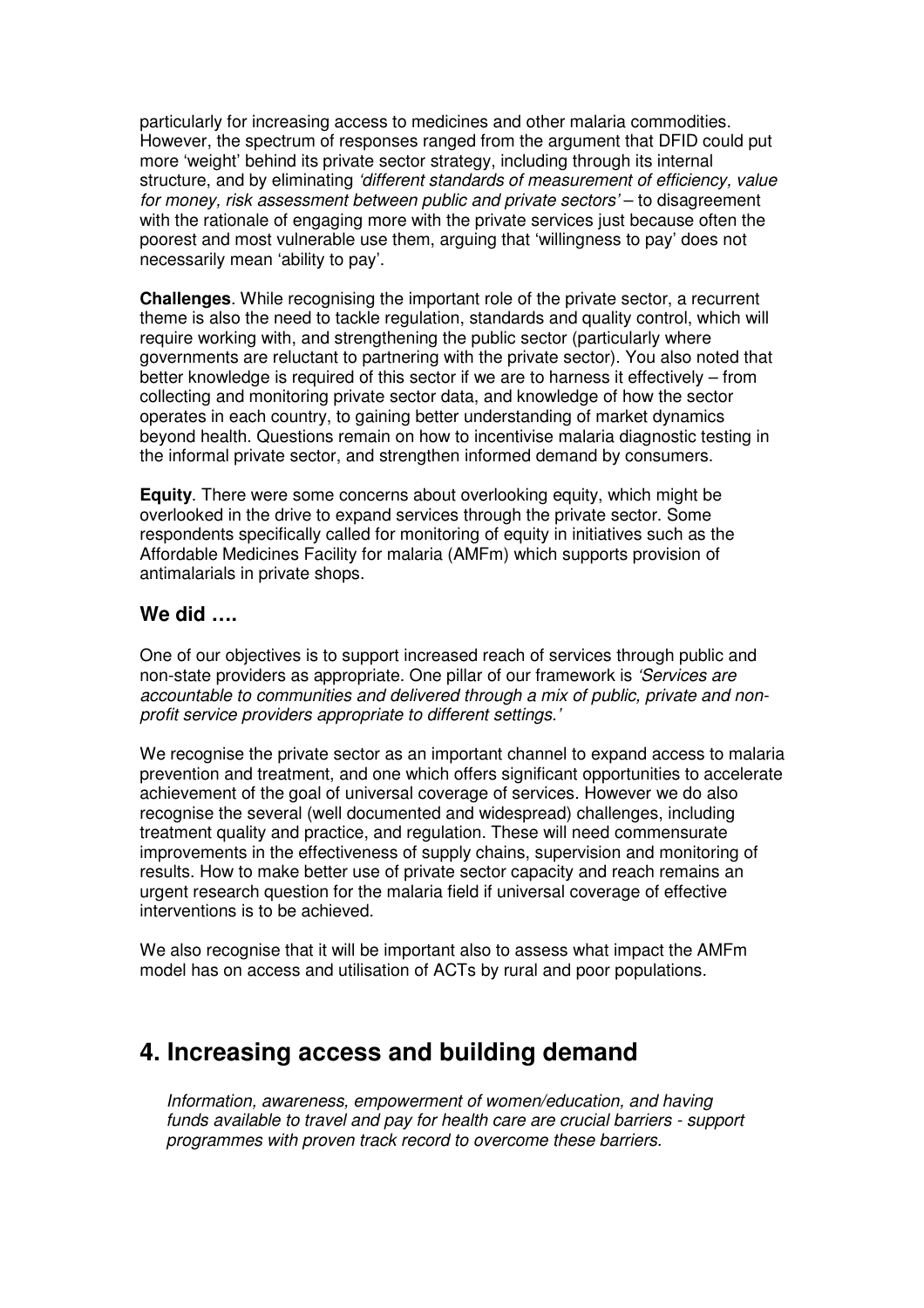particularly for increasing access to medicines and other malaria commodities. However, the spectrum of responses ranged from the argument that DFID could put more 'weight' behind its private sector strategy, including through its internal structure, and by eliminating *'different standards of measurement of efficiency, value for money, risk assessment between public and private sectors'* – to disagreement with the rationale of engaging more with the private services just because often the poorest and most vulnerable use them, arguing that 'willingness to pay' does not necessarily mean 'ability to pay'.

**Challenges**. While recognising the important role of the private sector, a recurrent theme is also the need to tackle regulation, standards and quality control, which will require working with, and strengthening the public sector (particularly where governments are reluctant to partnering with the private sector). You also noted that better knowledge is required of this sector if we are to harness it effectively – from collecting and monitoring private sector data, and knowledge of how the sector operates in each country, to gaining better understanding of market dynamics beyond health. Questions remain on how to incentivise malaria diagnostic testing in the informal private sector, and strengthen informed demand by consumers.

**Equity**. There were some concerns about overlooking equity, which might be overlooked in the drive to expand services through the private sector. Some respondents specifically called for monitoring of equity in initiatives such as the Affordable Medicines Facility for malaria (AMFm) which supports provision of antimalarials in private shops.

### We did ….

One of our objectives is to support increased reach of services through public and non-state providers as appropriate. One pillar of our framework is *'Services are accountable to communities and delivered through a mix of public, private and non-profit service providers appropriate to different settings.'*

We recognise the private sector as an important channel to expand access to malaria prevention and treatment, and one which offers significant opportunities to accelerate achievement of the goal of universal coverage of services. However we do also recognise the several (well documented and widespread) challenges, including treatment quality and practice, and regulation. These will need commensurate improvements in the effectiveness of supply chains, supervision and monitoring of results. How to make better use of private sector capacity and reach remains an urgent research question for the malaria field if universal coverage of effective interventions is to be achieved.

We also recognise that it will be important also to assess what impact the AMFm model has on access and utilisation of ACTs by rural and poor populations.

## 4. Increasing access and building demand

> *Information, awareness, empowerment of women/education, and having funds available to travel and pay for health care are crucial barriers - support programmes with proven track record to overcome these barriers.*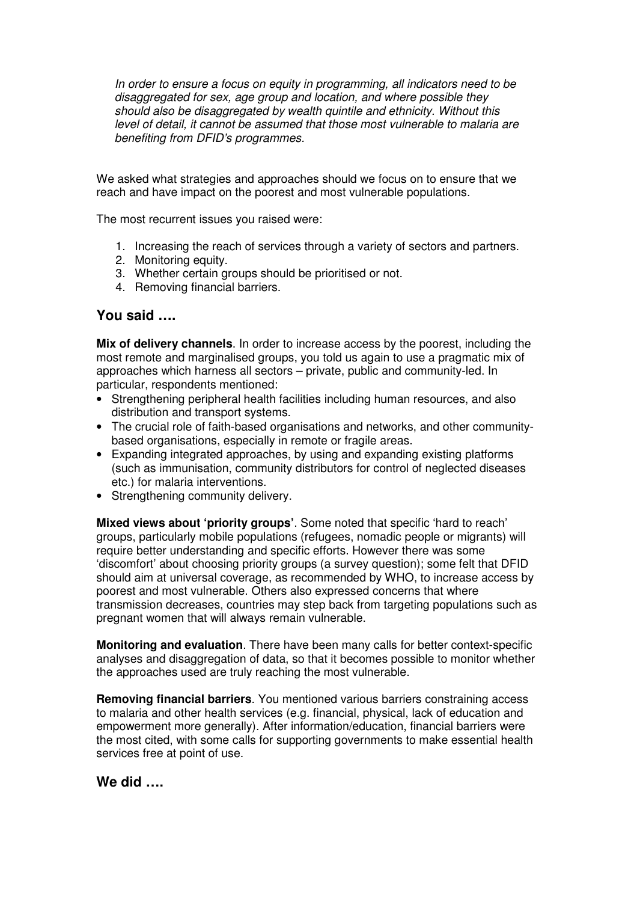*In order to ensure a focus on equity in programming, all indicators need to be disaggregated for sex, age group and location, and where possible they should also be disaggregated by wealth quintile and ethnicity. Without this level of detail, it cannot be assumed that those most vulnerable to malaria are benefiting from DFID's programmes.*

We asked what strategies and approaches should we focus on to ensure that we reach and have impact on the poorest and most vulnerable populations.

The most recurrent issues you raised were:

1. Increasing the reach of services through a variety of sectors and partners.
2. Monitoring equity.
3. Whether certain groups should be prioritised or not.
4. Removing financial barriers.

## You said ….

**Mix of delivery channels**. In order to increase access by the poorest, including the most remote and marginalised groups, you told us again to use a pragmatic mix of approaches which harness all sectors – private, public and community-led. In particular, respondents mentioned:

- Strengthening peripheral health facilities including human resources, and also distribution and transport systems.
- The crucial role of faith-based organisations and networks, and other community-based organisations, especially in remote or fragile areas.
- Expanding integrated approaches, by using and expanding existing platforms (such as immunisation, community distributors for control of neglected diseases etc.) for malaria interventions.
- Strengthening community delivery.

**Mixed views about 'priority groups'**. Some noted that specific 'hard to reach' groups, particularly mobile populations (refugees, nomadic people or migrants) will require better understanding and specific efforts. However there was some 'discomfort' about choosing priority groups (a survey question); some felt that DFID should aim at universal coverage, as recommended by WHO, to increase access by poorest and most vulnerable. Others also expressed concerns that where transmission decreases, countries may step back from targeting populations such as pregnant women that will always remain vulnerable.

**Monitoring and evaluation**. There have been many calls for better context-specific analyses and disaggregation of data, so that it becomes possible to monitor whether the approaches used are truly reaching the most vulnerable.

**Removing financial barriers**. You mentioned various barriers constraining access to malaria and other health services (e.g. financial, physical, lack of education and empowerment more generally). After information/education, financial barriers were the most cited, with some calls for supporting governments to make essential health services free at point of use.

## We did ….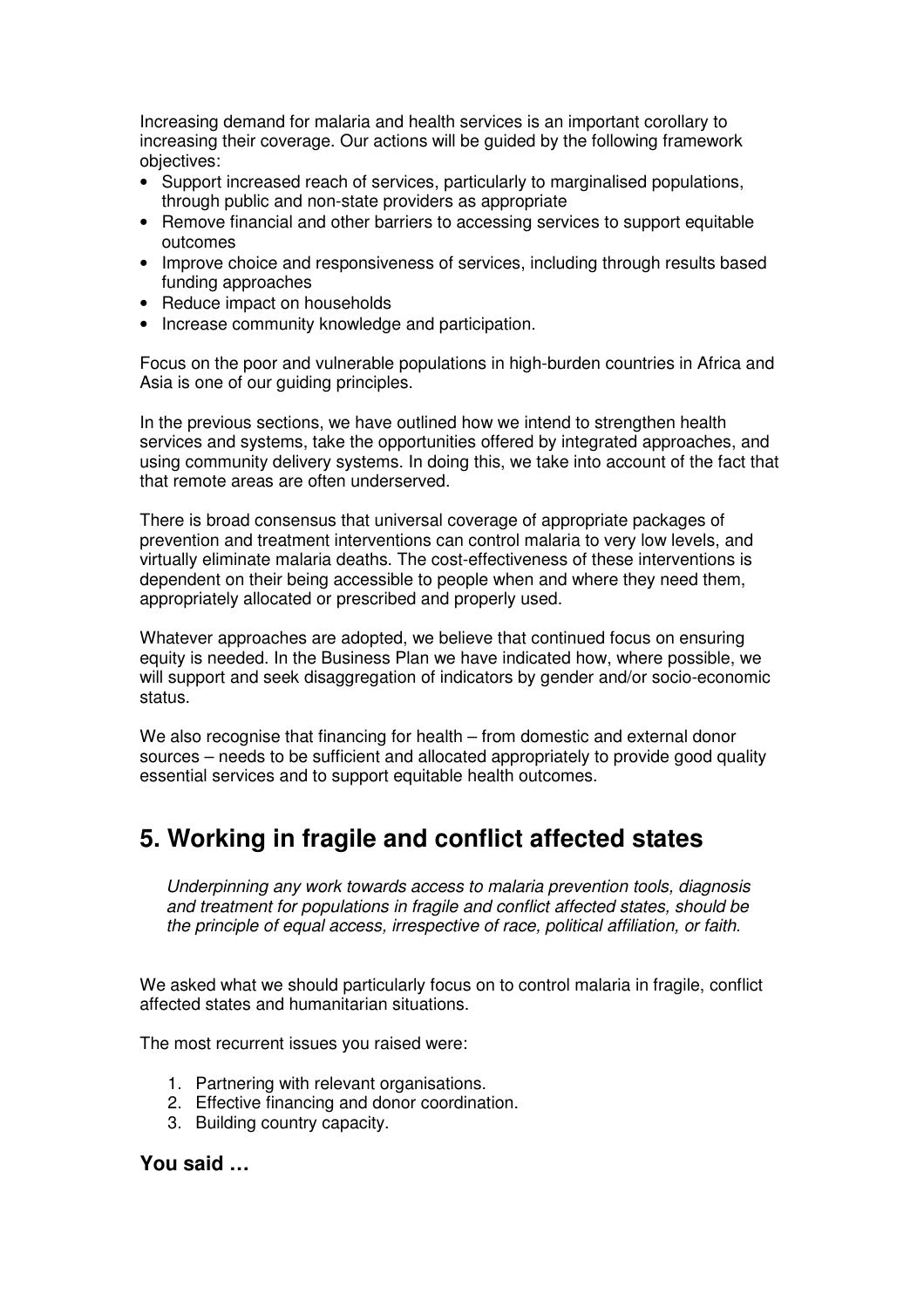Increasing demand for malaria and health services is an important corollary to increasing their coverage. Our actions will be guided by the following framework objectives:

- Support increased reach of services, particularly to marginalised populations, through public and non-state providers as appropriate
- Remove financial and other barriers to accessing services to support equitable outcomes
- Improve choice and responsiveness of services, including through results based funding approaches
- Reduce impact on households
- Increase community knowledge and participation.

Focus on the poor and vulnerable populations in high-burden countries in Africa and Asia is one of our guiding principles.

In the previous sections, we have outlined how we intend to strengthen health services and systems, take the opportunities offered by integrated approaches, and using community delivery systems. In doing this, we take into account of the fact that that remote areas are often underserved.

There is broad consensus that universal coverage of appropriate packages of prevention and treatment interventions can control malaria to very low levels, and virtually eliminate malaria deaths. The cost-effectiveness of these interventions is dependent on their being accessible to people when and where they need them, appropriately allocated or prescribed and properly used.

Whatever approaches are adopted, we believe that continued focus on ensuring equity is needed. In the Business Plan we have indicated how, where possible, we will support and seek disaggregation of indicators by gender and/or socio-economic status.

We also recognise that financing for health – from domestic and external donor sources – needs to be sufficient and allocated appropriately to provide good quality essential services and to support equitable health outcomes.

# 5. Working in fragile and conflict affected states

*Underpinning any work towards access to malaria prevention tools, diagnosis and treatment for populations in fragile and conflict affected states, should be the principle of equal access, irrespective of race, political affiliation, or faith.*

We asked what we should particularly focus on to control malaria in fragile, conflict affected states and humanitarian situations.

The most recurrent issues you raised were:

1. Partnering with relevant organisations.
2. Effective financing and donor coordination.
3. Building country capacity.

**You said …**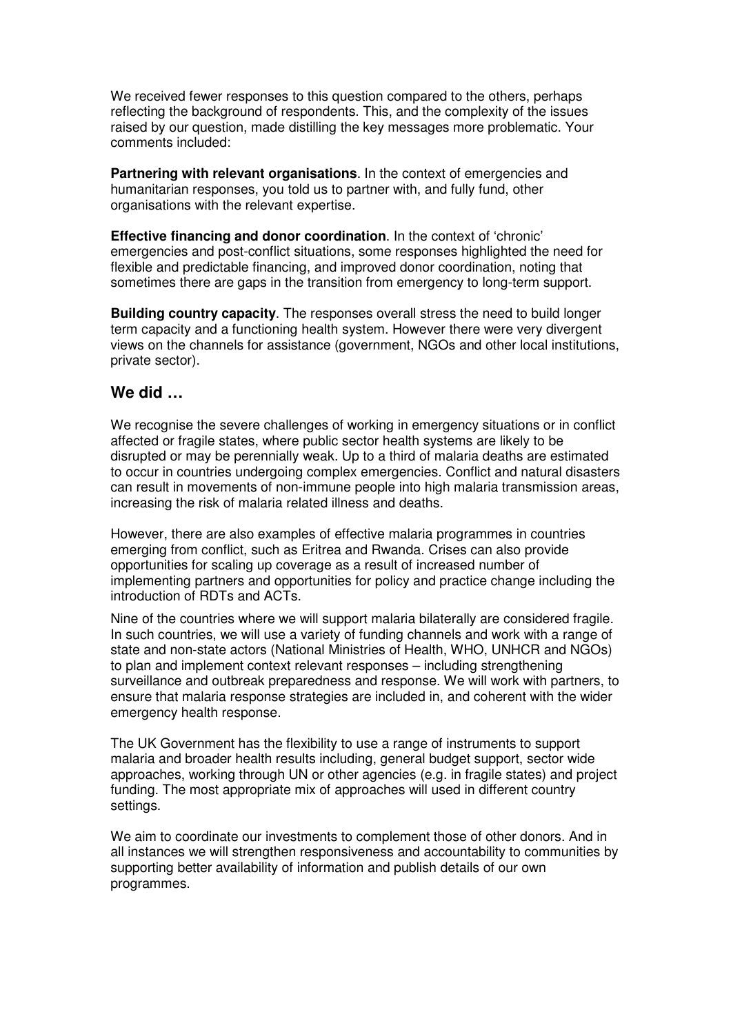We received fewer responses to this question compared to the others, perhaps reflecting the background of respondents. This, and the complexity of the issues raised by our question, made distilling the key messages more problematic. Your comments included:

**Partnering with relevant organisations**. In the context of emergencies and humanitarian responses, you told us to partner with, and fully fund, other organisations with the relevant expertise.

**Effective financing and donor coordination**. In the context of 'chronic' emergencies and post-conflict situations, some responses highlighted the need for flexible and predictable financing, and improved donor coordination, noting that sometimes there are gaps in the transition from emergency to long-term support.

**Building country capacity**. The responses overall stress the need to build longer term capacity and a functioning health system. However there were very divergent views on the channels for assistance (government, NGOs and other local institutions, private sector).

## We did …

We recognise the severe challenges of working in emergency situations or in conflict affected or fragile states, where public sector health systems are likely to be disrupted or may be perennially weak. Up to a third of malaria deaths are estimated to occur in countries undergoing complex emergencies. Conflict and natural disasters can result in movements of non-immune people into high malaria transmission areas, increasing the risk of malaria related illness and deaths.

However, there are also examples of effective malaria programmes in countries emerging from conflict, such as Eritrea and Rwanda. Crises can also provide opportunities for scaling up coverage as a result of increased number of implementing partners and opportunities for policy and practice change including the introduction of RDTs and ACTs.

Nine of the countries where we will support malaria bilaterally are considered fragile. In such countries, we will use a variety of funding channels and work with a range of state and non-state actors (National Ministries of Health, WHO, UNHCR and NGOs) to plan and implement context relevant responses – including strengthening surveillance and outbreak preparedness and response. We will work with partners, to ensure that malaria response strategies are included in, and coherent with the wider emergency health response.

The UK Government has the flexibility to use a range of instruments to support malaria and broader health results including, general budget support, sector wide approaches, working through UN or other agencies (e.g. in fragile states) and project funding. The most appropriate mix of approaches will used in different country settings.

We aim to coordinate our investments to complement those of other donors. And in all instances we will strengthen responsiveness and accountability to communities by supporting better availability of information and publish details of our own programmes.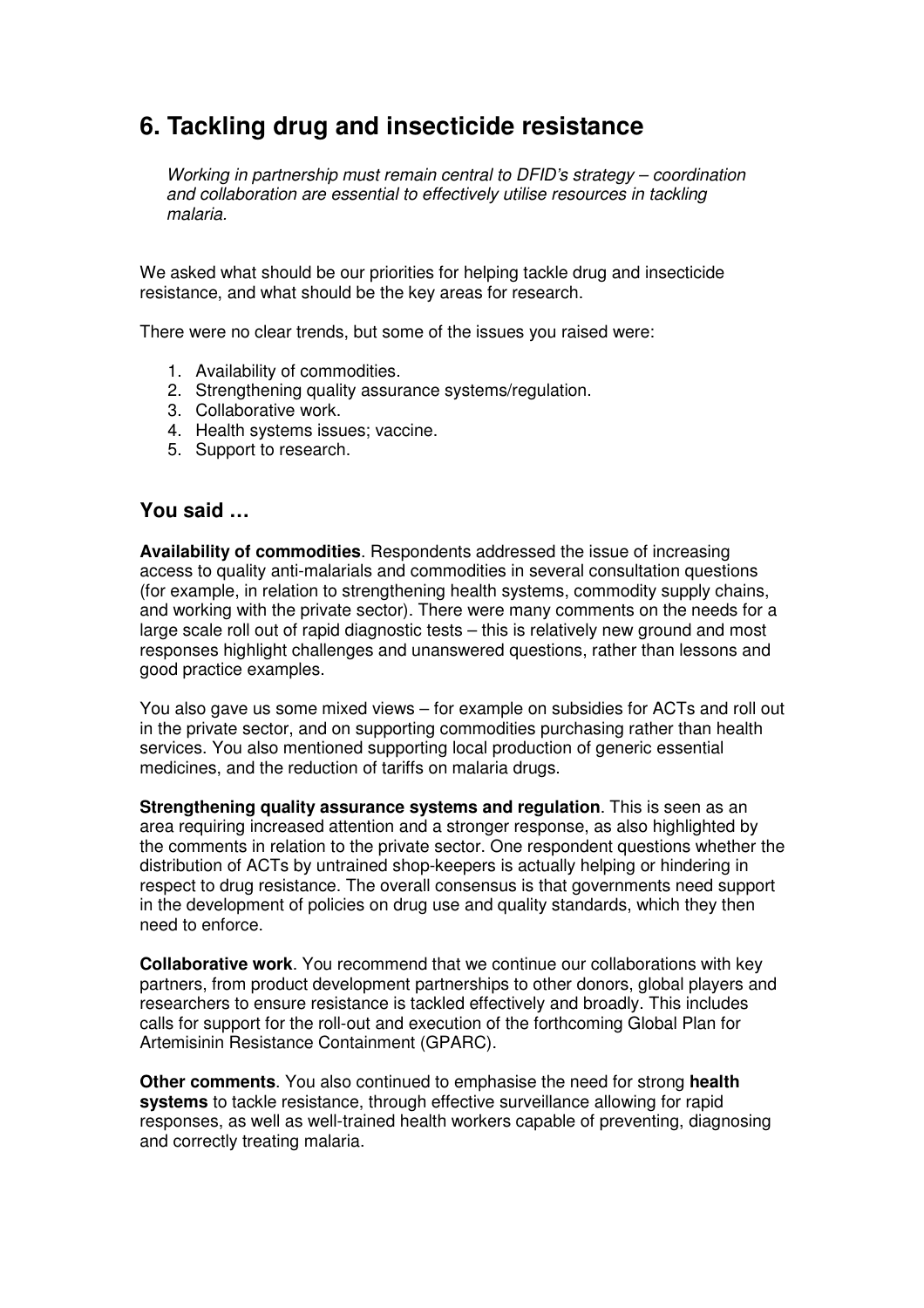# 6. Tackling drug and insecticide resistance

*Working in partnership must remain central to DFID's strategy – coordination and collaboration are essential to effectively utilise resources in tackling malaria.*

We asked what should be our priorities for helping tackle drug and insecticide resistance, and what should be the key areas for research.

There were no clear trends, but some of the issues you raised were:

1. Availability of commodities.
2. Strengthening quality assurance systems/regulation.
3. Collaborative work.
4. Health systems issues; vaccine.
5. Support to research.

## You said …

**Availability of commodities**. Respondents addressed the issue of increasing access to quality anti-malarials and commodities in several consultation questions (for example, in relation to strengthening health systems, commodity supply chains, and working with the private sector). There were many comments on the needs for a large scale roll out of rapid diagnostic tests – this is relatively new ground and most responses highlight challenges and unanswered questions, rather than lessons and good practice examples.

You also gave us some mixed views – for example on subsidies for ACTs and roll out in the private sector, and on supporting commodities purchasing rather than health services. You also mentioned supporting local production of generic essential medicines, and the reduction of tariffs on malaria drugs.

**Strengthening quality assurance systems and regulation**. This is seen as an area requiring increased attention and a stronger response, as also highlighted by the comments in relation to the private sector. One respondent questions whether the distribution of ACTs by untrained shop-keepers is actually helping or hindering in respect to drug resistance. The overall consensus is that governments need support in the development of policies on drug use and quality standards, which they then need to enforce.

**Collaborative work**. You recommend that we continue our collaborations with key partners, from product development partnerships to other donors, global players and researchers to ensure resistance is tackled effectively and broadly. This includes calls for support for the roll-out and execution of the forthcoming Global Plan for Artemisinin Resistance Containment (GPARC).

**Other comments**. You also continued to emphasise the need for strong **health systems** to tackle resistance, through effective surveillance allowing for rapid responses, as well as well-trained health workers capable of preventing, diagnosing and correctly treating malaria.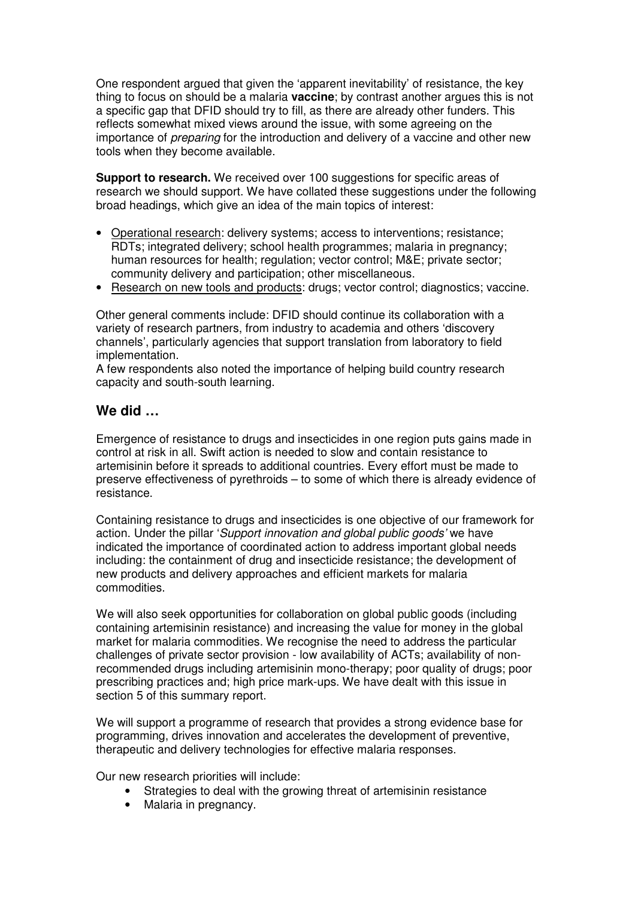One respondent argued that given the 'apparent inevitability' of resistance, the key thing to focus on should be a malaria **vaccine**; by contrast another argues this is not a specific gap that DFID should try to fill, as there are already other funders. This reflects somewhat mixed views around the issue, with some agreeing on the importance of *preparing* for the introduction and delivery of a vaccine and other new tools when they become available.

**Support to research.** We received over 100 suggestions for specific areas of research we should support. We have collated these suggestions under the following broad headings, which give an idea of the main topics of interest:

- Operational research: delivery systems; access to interventions; resistance; RDTs; integrated delivery; school health programmes; malaria in pregnancy; human resources for health; regulation; vector control; M&E; private sector; community delivery and participation; other miscellaneous.
- Research on new tools and products: drugs; vector control; diagnostics; vaccine.

Other general comments include: DFID should continue its collaboration with a variety of research partners, from industry to academia and others 'discovery channels', particularly agencies that support translation from laboratory to field implementation.
A few respondents also noted the importance of helping build country research capacity and south-south learning.

## We did …

Emergence of resistance to drugs and insecticides in one region puts gains made in control at risk in all. Swift action is needed to slow and contain resistance to artemisinin before it spreads to additional countries. Every effort must be made to preserve effectiveness of pyrethroids – to some of which there is already evidence of resistance.

Containing resistance to drugs and insecticides is one objective of our framework for action. Under the pillar '*Support innovation and global public goods'* we have indicated the importance of coordinated action to address important global needs including: the containment of drug and insecticide resistance; the development of new products and delivery approaches and efficient markets for malaria commodities.

We will also seek opportunities for collaboration on global public goods (including containing artemisinin resistance) and increasing the value for money in the global market for malaria commodities. We recognise the need to address the particular challenges of private sector provision - low availability of ACTs; availability of non-recommended drugs including artemisinin mono-therapy; poor quality of drugs; poor prescribing practices and; high price mark-ups. We have dealt with this issue in section 5 of this summary report.

We will support a programme of research that provides a strong evidence base for programming, drives innovation and accelerates the development of preventive, therapeutic and delivery technologies for effective malaria responses.

Our new research priorities will include:

- Strategies to deal with the growing threat of artemisinin resistance
- Malaria in pregnancy.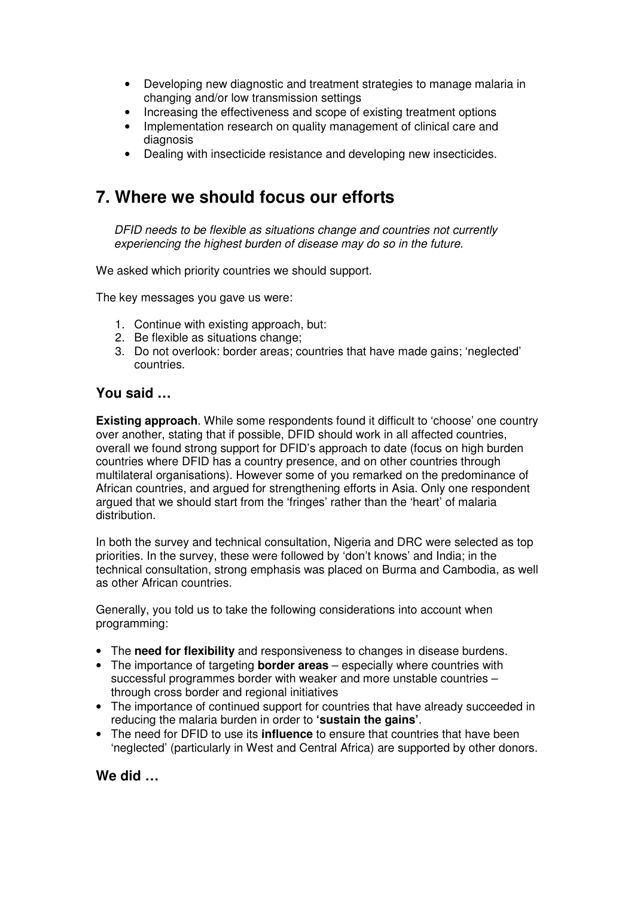- Developing new diagnostic and treatment strategies to manage malaria in changing and/or low transmission settings
- Increasing the effectiveness and scope of existing treatment options
- Implementation research on quality management of clinical care and diagnosis
- Dealing with insecticide resistance and developing new insecticides.

## 7. Where we should focus our efforts

*DFID needs to be flexible as situations change and countries not currently experiencing the highest burden of disease may do so in the future.*

We asked which priority countries we should support.

The key messages you gave us were:

1. Continue with existing approach, but:
2. Be flexible as situations change;
3. Do not overlook: border areas; countries that have made gains; 'neglected' countries.

### You said …

**Existing approach**. While some respondents found it difficult to 'choose' one country over another, stating that if possible, DFID should work in all affected countries, overall we found strong support for DFID's approach to date (focus on high burden countries where DFID has a country presence, and on other countries through multilateral organisations). However some of you remarked on the predominance of African countries, and argued for strengthening efforts in Asia. Only one respondent argued that we should start from the 'fringes' rather than the 'heart' of malaria distribution.

In both the survey and technical consultation, Nigeria and DRC were selected as top priorities. In the survey, these were followed by 'don't knows' and India; in the technical consultation, strong emphasis was placed on Burma and Cambodia, as well as other African countries.

Generally, you told us to take the following considerations into account when programming:

- The **need for flexibility** and responsiveness to changes in disease burdens.
- The importance of targeting **border areas** – especially where countries with successful programmes border with weaker and more unstable countries – through cross border and regional initiatives
- The importance of continued support for countries that have already succeeded in reducing the malaria burden in order to **'sustain the gains'**.
- The need for DFID to use its **influence** to ensure that countries that have been 'neglected' (particularly in West and Central Africa) are supported by other donors.

### We did …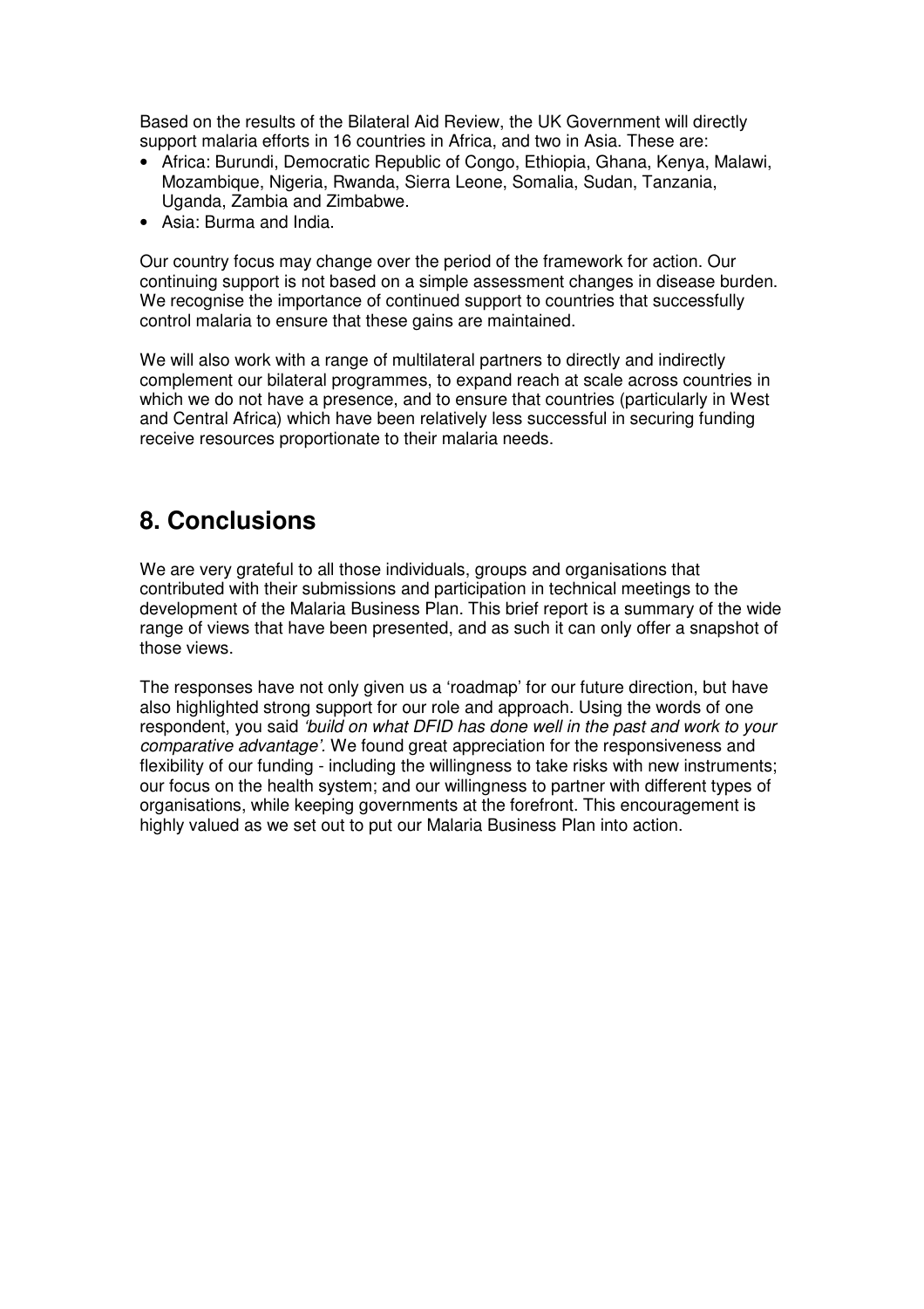Based on the results of the Bilateral Aid Review, the UK Government will directly support malaria efforts in 16 countries in Africa, and two in Asia. These are:

- Africa: Burundi, Democratic Republic of Congo, Ethiopia, Ghana, Kenya, Malawi, Mozambique, Nigeria, Rwanda, Sierra Leone, Somalia, Sudan, Tanzania, Uganda, Zambia and Zimbabwe.
- Asia: Burma and India.

Our country focus may change over the period of the framework for action. Our continuing support is not based on a simple assessment changes in disease burden. We recognise the importance of continued support to countries that successfully control malaria to ensure that these gains are maintained.

We will also work with a range of multilateral partners to directly and indirectly complement our bilateral programmes, to expand reach at scale across countries in which we do not have a presence, and to ensure that countries (particularly in West and Central Africa) which have been relatively less successful in securing funding receive resources proportionate to their malaria needs.

## 8. Conclusions

We are very grateful to all those individuals, groups and organisations that contributed with their submissions and participation in technical meetings to the development of the Malaria Business Plan. This brief report is a summary of the wide range of views that have been presented, and as such it can only offer a snapshot of those views.

The responses have not only given us a 'roadmap' for our future direction, but have also highlighted strong support for our role and approach. Using the words of one respondent, you said *'build on what DFID has done well in the past and work to your comparative advantage'*. We found great appreciation for the responsiveness and flexibility of our funding - including the willingness to take risks with new instruments; our focus on the health system; and our willingness to partner with different types of organisations, while keeping governments at the forefront. This encouragement is highly valued as we set out to put our Malaria Business Plan into action.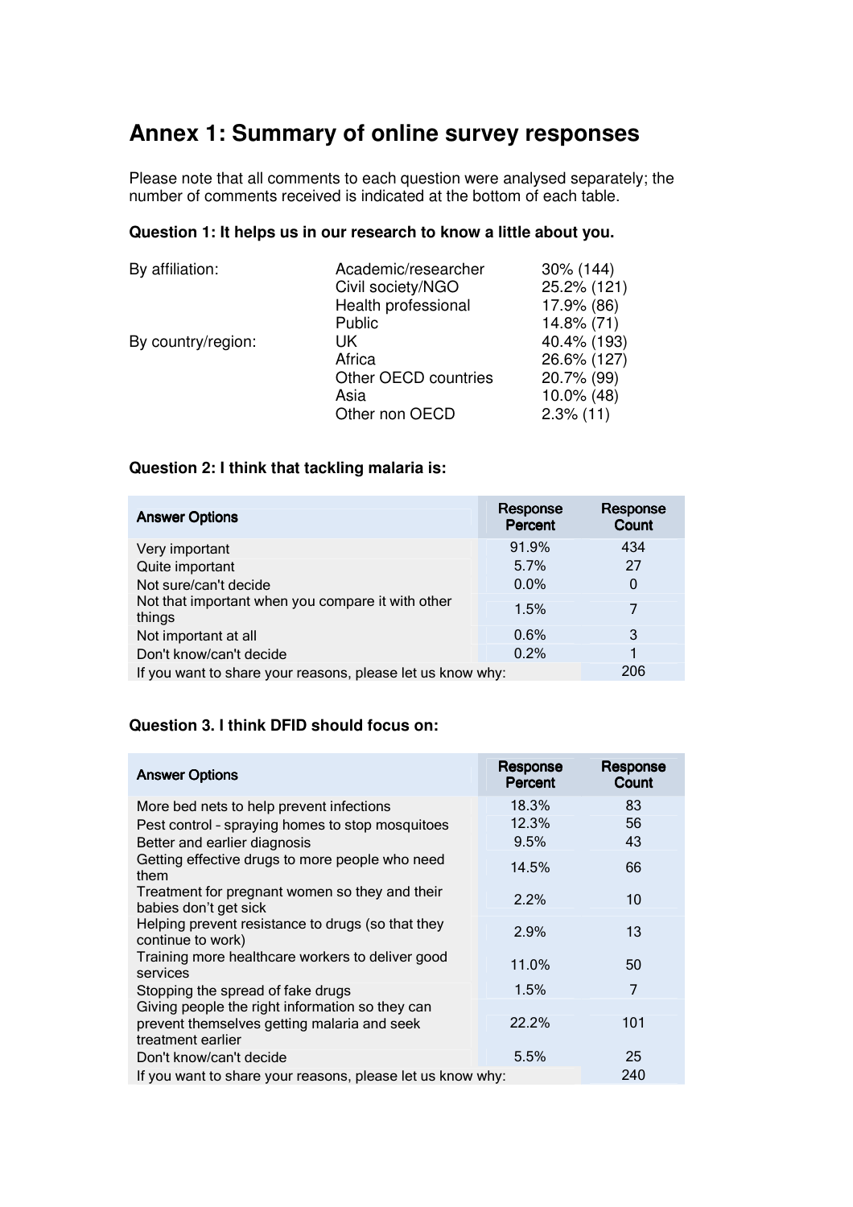# Annex 1: Summary of online survey responses

Please note that all comments to each question were analysed separately; the number of comments received is indicated at the bottom of each table.

**Question 1: It helps us in our research to know a little about you.**

| | | |
|---|---|---|
| By affiliation: | Academic/researcher | 30% (144) |
| | Civil society/NGO | 25.2% (121) |
| | Health professional | 17.9% (86) |
| | Public | 14.8% (71) |
| By country/region: | UK | 40.4% (193) |
| | Africa | 26.6% (127) |
| | Other OECD countries | 20.7% (99) |
| | Asia | 10.0% (48) |
| | Other non OECD | 2.3% (11) |

**Question 2: I think that tackling malaria is:**

| Answer Options | Response Percent | Response Count |
|---|---|---|
| Very important | 91.9% | 434 |
| Quite important | 5.7% | 27 |
| Not sure/can't decide | 0.0% | 0 |
| Not that important when you compare it with other things | 1.5% | 7 |
| Not important at all | 0.6% | 3 |
| Don't know/can't decide | 0.2% | 1 |
| If you want to share your reasons, please let us know why: | | 206 |

**Question 3. I think DFID should focus on:**

| Answer Options | Response Percent | Response Count |
|---|---|---|
| More bed nets to help prevent infections | 18.3% | 83 |
| Pest control - spraying homes to stop mosquitoes | 12.3% | 56 |
| Better and earlier diagnosis | 9.5% | 43 |
| Getting effective drugs to more people who need them | 14.5% | 66 |
| Treatment for pregnant women so they and their babies don't get sick | 2.2% | 10 |
| Helping prevent resistance to drugs (so that they continue to work) | 2.9% | 13 |
| Training more healthcare workers to deliver good services | 11.0% | 50 |
| Stopping the spread of fake drugs | 1.5% | 7 |
| Giving people the right information so they can prevent themselves getting malaria and seek treatment earlier | 22.2% | 101 |
| Don't know/can't decide | 5.5% | 25 |
| If you want to share your reasons, please let us know why: | | 240 |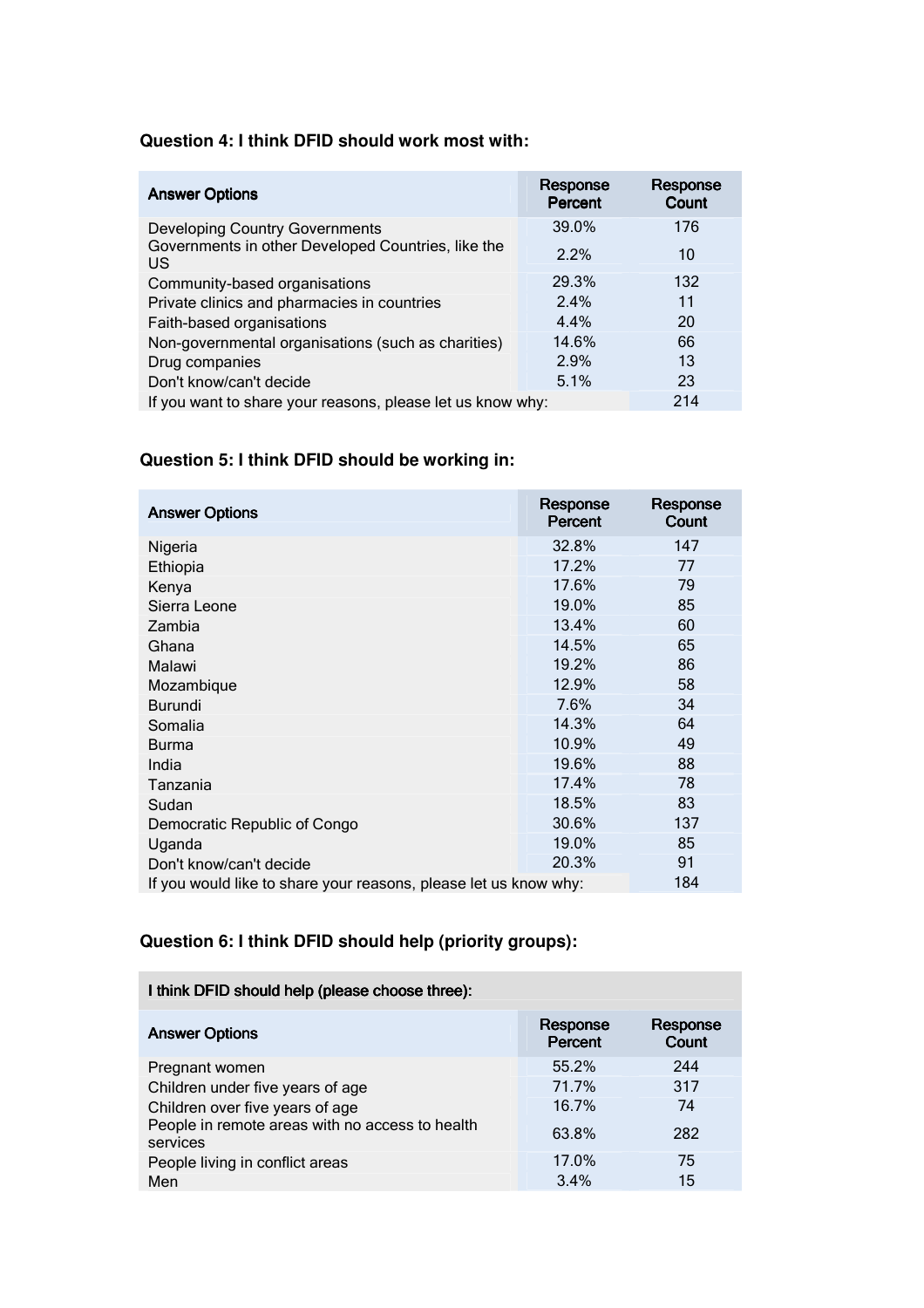### Question 4: I think DFID should work most with:

| Answer Options | Response Percent | Response Count |
|---|---|---|
| Developing Country Governments | 39.0% | 176 |
| Governments in other Developed Countries, like the US | 2.2% | 10 |
| Community-based organisations | 29.3% | 132 |
| Private clinics and pharmacies in countries | 2.4% | 11 |
| Faith-based organisations | 4.4% | 20 |
| Non-governmental organisations (such as charities) | 14.6% | 66 |
| Drug companies | 2.9% | 13 |
| Don't know/can't decide | 5.1% | 23 |
| If you want to share your reasons, please let us know why: | | 214 |

### Question 5: I think DFID should be working in:

| Answer Options | Response Percent | Response Count |
|---|---|---|
| Nigeria | 32.8% | 147 |
| Ethiopia | 17.2% | 77 |
| Kenya | 17.6% | 79 |
| Sierra Leone | 19.0% | 85 |
| Zambia | 13.4% | 60 |
| Ghana | 14.5% | 65 |
| Malawi | 19.2% | 86 |
| Mozambique | 12.9% | 58 |
| Burundi | 7.6% | 34 |
| Somalia | 14.3% | 64 |
| Burma | 10.9% | 49 |
| India | 19.6% | 88 |
| Tanzania | 17.4% | 78 |
| Sudan | 18.5% | 83 |
| Democratic Republic of Congo | 30.6% | 137 |
| Uganda | 19.0% | 85 |
| Don't know/can't decide | 20.3% | 91 |
| If you would like to share your reasons, please let us know why: | | 184 |

### Question 6: I think DFID should help (priority groups):

| I think DFID should help (please choose three): | | |
|---|---|---|
| **Answer Options** | **Response Percent** | **Response Count** |
| Pregnant women | 55.2% | 244 |
| Children under five years of age | 71.7% | 317 |
| Children over five years of age | 16.7% | 74 |
| People in remote areas with no access to health services | 63.8% | 282 |
| People living in conflict areas | 17.0% | 75 |
| Men | 3.4% | 15 |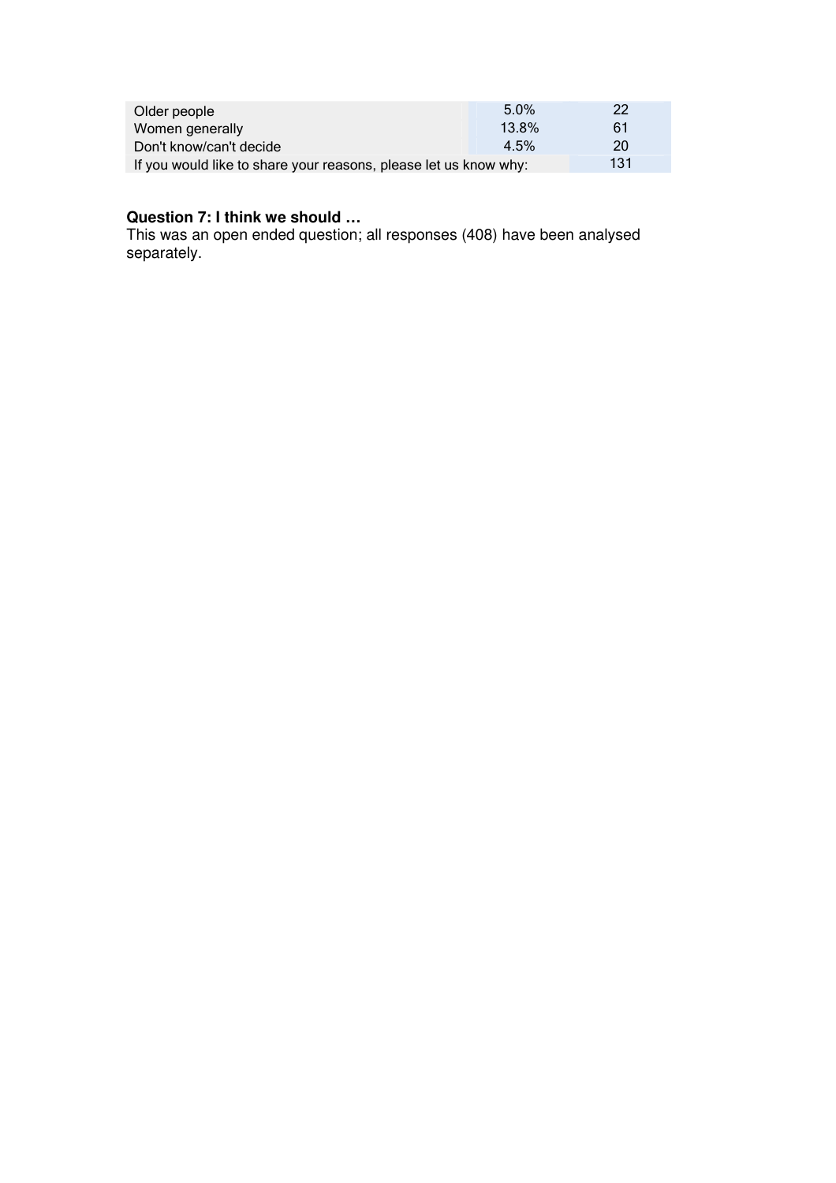| | | |
|---|---|---|
| Older people | 5.0% | 22 |
| Women generally | 13.8% | 61 |
| Don't know/can't decide | 4.5% | 20 |
| If you would like to share your reasons, please let us know why: | | 131 |

**Question 7: I think we should …**

This was an open ended question; all responses (408) have been analysed separately.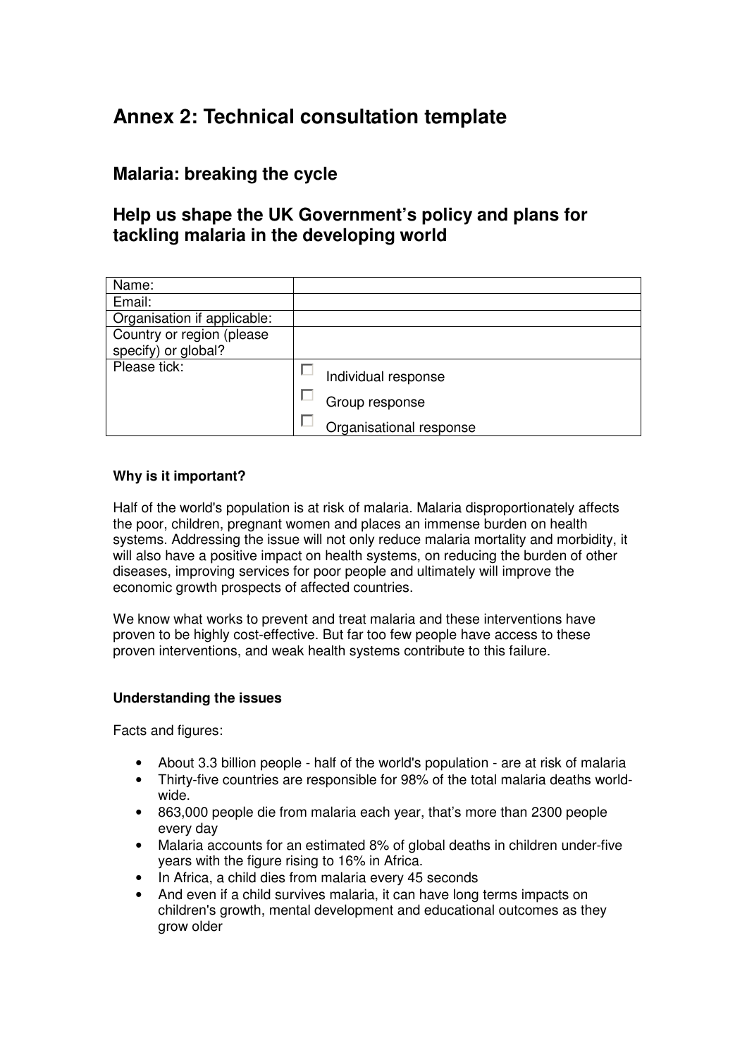# Annex 2: Technical consultation template

## Malaria: breaking the cycle

## Help us shape the UK Government's policy and plans for tackling malaria in the developing world

| | |
|---|---|
| Name: | |
| Email: | |
| Organisation if applicable: | |
| Country or region (please specify) or global? | |
| Please tick: | ☐ Individual response<br>☐ Group response<br>☐ Organisational response |

**Why is it important?**

Half of the world's population is at risk of malaria. Malaria disproportionately affects the poor, children, pregnant women and places an immense burden on health systems. Addressing the issue will not only reduce malaria mortality and morbidity, it will also have a positive impact on health systems, on reducing the burden of other diseases, improving services for poor people and ultimately will improve the economic growth prospects of affected countries.

We know what works to prevent and treat malaria and these interventions have proven to be highly cost-effective. But far too few people have access to these proven interventions, and weak health systems contribute to this failure.

**Understanding the issues**

Facts and figures:

- About 3.3 billion people - half of the world's population - are at risk of malaria
- Thirty-five countries are responsible for 98% of the total malaria deaths world-wide.
- 863,000 people die from malaria each year, that's more than 2300 people every day
- Malaria accounts for an estimated 8% of global deaths in children under-five years with the figure rising to 16% in Africa.
- In Africa, a child dies from malaria every 45 seconds
- And even if a child survives malaria, it can have long terms impacts on children's growth, mental development and educational outcomes as they grow older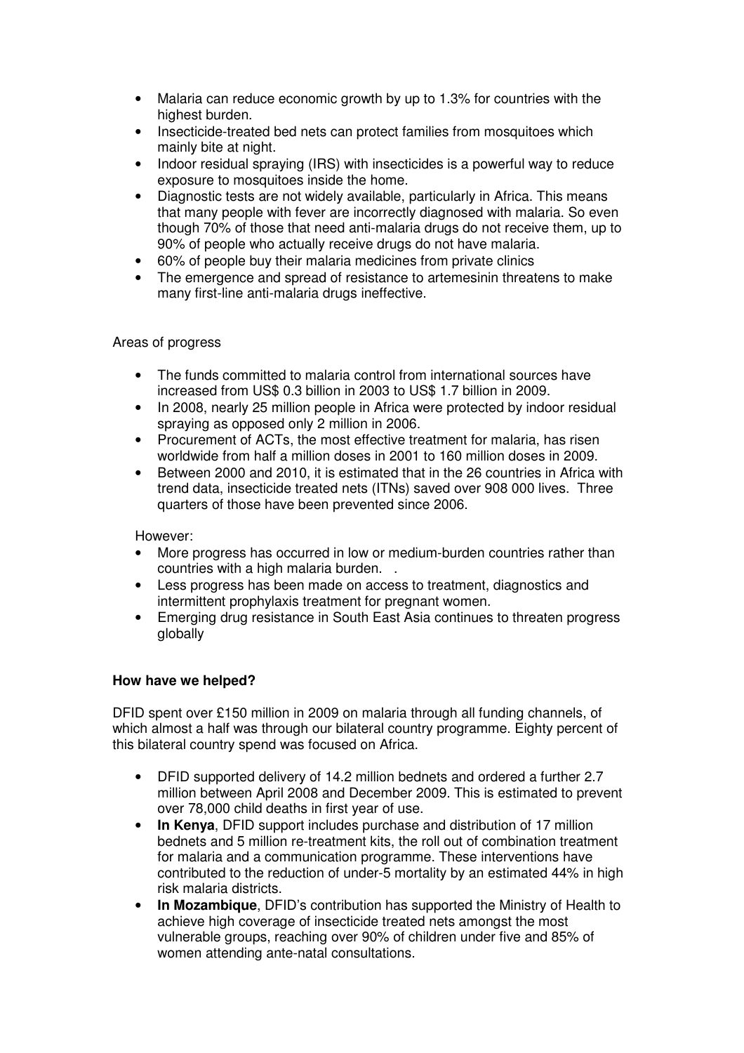- Malaria can reduce economic growth by up to 1.3% for countries with the highest burden.
- Insecticide-treated bed nets can protect families from mosquitoes which mainly bite at night.
- Indoor residual spraying (IRS) with insecticides is a powerful way to reduce exposure to mosquitoes inside the home.
- Diagnostic tests are not widely available, particularly in Africa. This means that many people with fever are incorrectly diagnosed with malaria. So even though 70% of those that need anti-malaria drugs do not receive them, up to 90% of people who actually receive drugs do not have malaria.
- 60% of people buy their malaria medicines from private clinics
- The emergence and spread of resistance to artemesinin threatens to make many first-line anti-malaria drugs ineffective.

Areas of progress

- The funds committed to malaria control from international sources have increased from US$ 0.3 billion in 2003 to US$ 1.7 billion in 2009.
- In 2008, nearly 25 million people in Africa were protected by indoor residual spraying as opposed only 2 million in 2006.
- Procurement of ACTs, the most effective treatment for malaria, has risen worldwide from half a million doses in 2001 to 160 million doses in 2009.
- Between 2000 and 2010, it is estimated that in the 26 countries in Africa with trend data, insecticide treated nets (ITNs) saved over 908 000 lives. Three quarters of those have been prevented since 2006.

However:

- More progress has occurred in low or medium-burden countries rather than countries with a high malaria burden. .
- Less progress has been made on access to treatment, diagnostics and intermittent prophylaxis treatment for pregnant women.
- Emerging drug resistance in South East Asia continues to threaten progress globally

**How have we helped?**

DFID spent over £150 million in 2009 on malaria through all funding channels, of which almost a half was through our bilateral country programme. Eighty percent of this bilateral country spend was focused on Africa.

- DFID supported delivery of 14.2 million bednets and ordered a further 2.7 million between April 2008 and December 2009. This is estimated to prevent over 78,000 child deaths in first year of use.
- **In Kenya**, DFID support includes purchase and distribution of 17 million bednets and 5 million re-treatment kits, the roll out of combination treatment for malaria and a communication programme. These interventions have contributed to the reduction of under-5 mortality by an estimated 44% in high risk malaria districts.
- **In Mozambique**, DFID's contribution has supported the Ministry of Health to achieve high coverage of insecticide treated nets amongst the most vulnerable groups, reaching over 90% of children under five and 85% of women attending ante-natal consultations.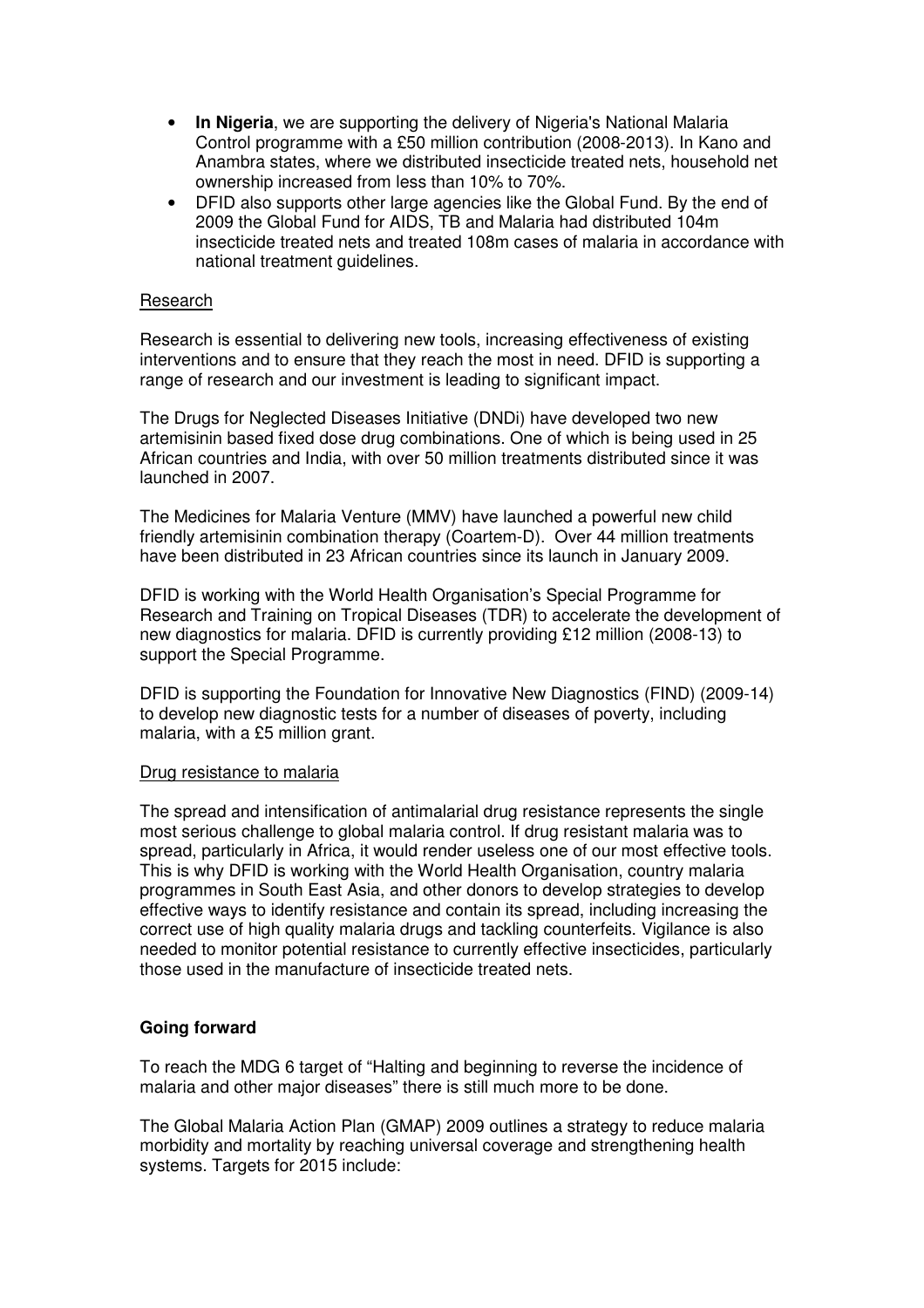- **In Nigeria**, we are supporting the delivery of Nigeria's National Malaria Control programme with a £50 million contribution (2008-2013). In Kano and Anambra states, where we distributed insecticide treated nets, household net ownership increased from less than 10% to 70%.
- DFID also supports other large agencies like the Global Fund. By the end of 2009 the Global Fund for AIDS, TB and Malaria had distributed 104m insecticide treated nets and treated 108m cases of malaria in accordance with national treatment guidelines.

<u>Research</u>

Research is essential to delivering new tools, increasing effectiveness of existing interventions and to ensure that they reach the most in need. DFID is supporting a range of research and our investment is leading to significant impact.

The Drugs for Neglected Diseases Initiative (DNDi) have developed two new artemisinin based fixed dose drug combinations. One of which is being used in 25 African countries and India, with over 50 million treatments distributed since it was launched in 2007.

The Medicines for Malaria Venture (MMV) have launched a powerful new child friendly artemisinin combination therapy (Coartem-D). Over 44 million treatments have been distributed in 23 African countries since its launch in January 2009.

DFID is working with the World Health Organisation's Special Programme for Research and Training on Tropical Diseases (TDR) to accelerate the development of new diagnostics for malaria. DFID is currently providing £12 million (2008-13) to support the Special Programme.

DFID is supporting the Foundation for Innovative New Diagnostics (FIND) (2009-14) to develop new diagnostic tests for a number of diseases of poverty, including malaria, with a £5 million grant.

<u>Drug resistance to malaria</u>

The spread and intensification of antimalarial drug resistance represents the single most serious challenge to global malaria control. If drug resistant malaria was to spread, particularly in Africa, it would render useless one of our most effective tools. This is why DFID is working with the World Health Organisation, country malaria programmes in South East Asia, and other donors to develop strategies to develop effective ways to identify resistance and contain its spread, including increasing the correct use of high quality malaria drugs and tackling counterfeits. Vigilance is also needed to monitor potential resistance to currently effective insecticides, particularly those used in the manufacture of insecticide treated nets.

**Going forward**

To reach the MDG 6 target of "Halting and beginning to reverse the incidence of malaria and other major diseases" there is still much more to be done.

The Global Malaria Action Plan (GMAP) 2009 outlines a strategy to reduce malaria morbidity and mortality by reaching universal coverage and strengthening health systems. Targets for 2015 include: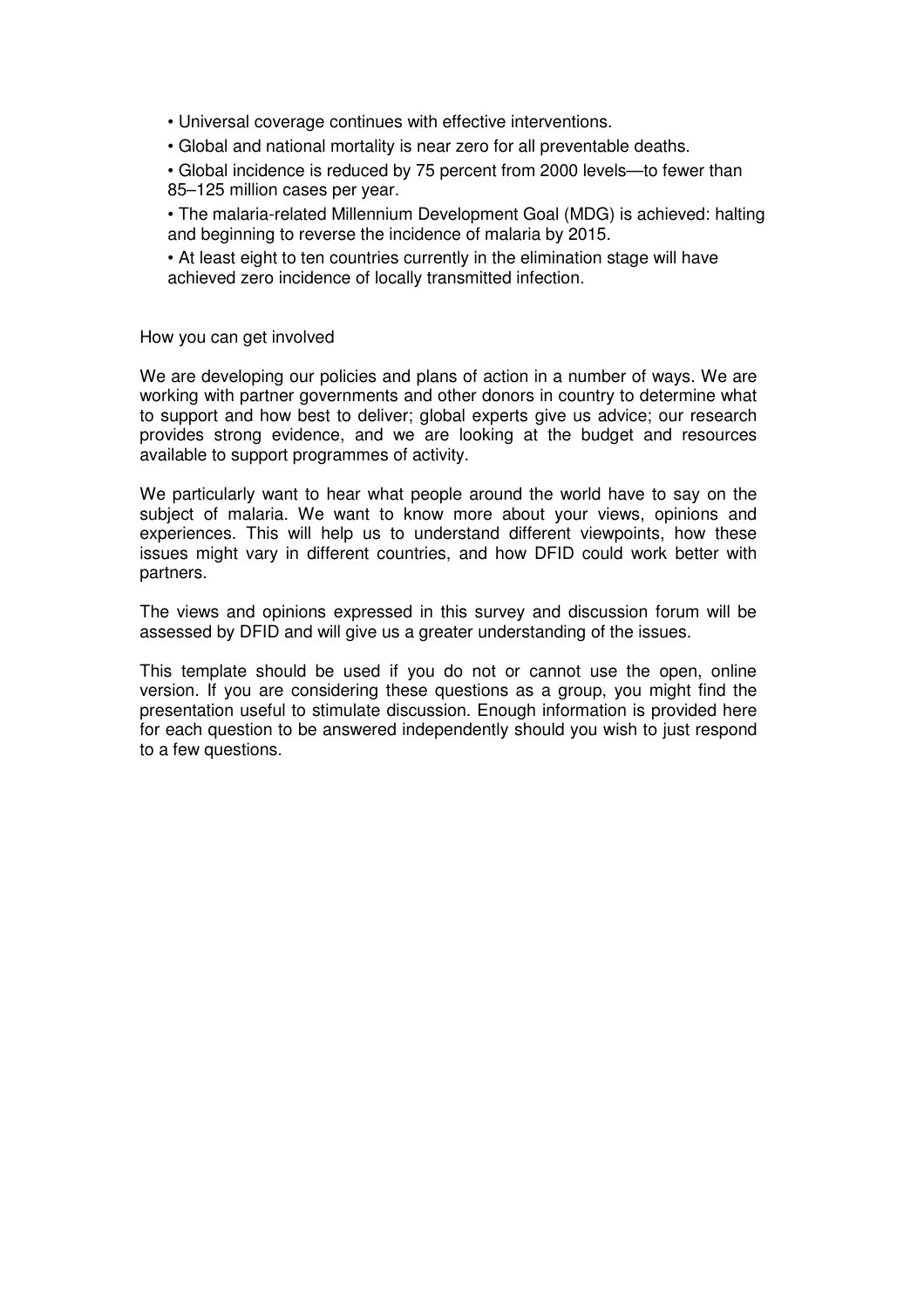- Universal coverage continues with effective interventions.
- Global and national mortality is near zero for all preventable deaths.
- Global incidence is reduced by 75 percent from 2000 levels—to fewer than 85–125 million cases per year.
- The malaria-related Millennium Development Goal (MDG) is achieved: halting and beginning to reverse the incidence of malaria by 2015.
- At least eight to ten countries currently in the elimination stage will have achieved zero incidence of locally transmitted infection.

How you can get involved

We are developing our policies and plans of action in a number of ways. We are working with partner governments and other donors in country to determine what to support and how best to deliver; global experts give us advice; our research provides strong evidence, and we are looking at the budget and resources available to support programmes of activity.

We particularly want to hear what people around the world have to say on the subject of malaria. We want to know more about your views, opinions and experiences. This will help us to understand different viewpoints, how these issues might vary in different countries, and how DFID could work better with partners.

The views and opinions expressed in this survey and discussion forum will be assessed by DFID and will give us a greater understanding of the issues.

This template should be used if you do not or cannot use the open, online version. If you are considering these questions as a group, you might find the presentation useful to stimulate discussion. Enough information is provided here for each question to be answered independently should you wish to just respond to a few questions.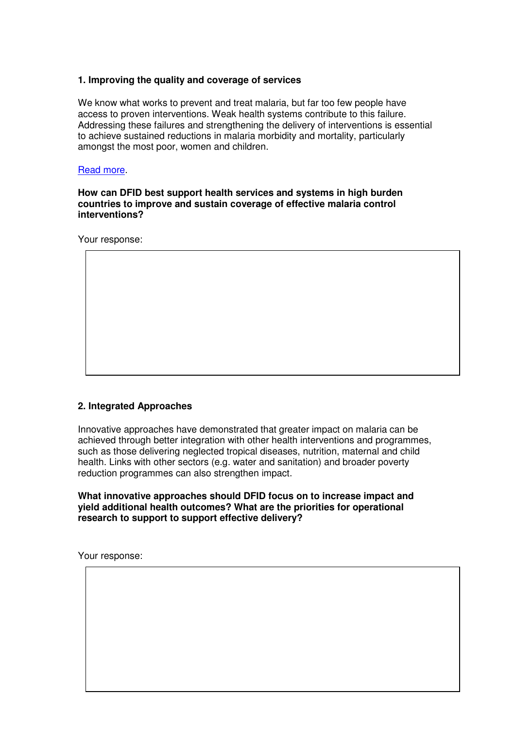**1. Improving the quality and coverage of services**

We know what works to prevent and treat malaria, but far too few people have access to proven interventions. Weak health systems contribute to this failure. Addressing these failures and strengthening the delivery of interventions is essential to achieve sustained reductions in malaria morbidity and mortality, particularly amongst the most poor, women and children.

[Read more](#).

**How can DFID best support health services and systems in high burden countries to improve and sustain coverage of effective malaria control interventions?**

Your response:

**2. Integrated Approaches**

Innovative approaches have demonstrated that greater impact on malaria can be achieved through better integration with other health interventions and programmes, such as those delivering neglected tropical diseases, nutrition, maternal and child health. Links with other sectors (e.g. water and sanitation) and broader poverty reduction programmes can also strengthen impact.

**What innovative approaches should DFID focus on to increase impact and yield additional health outcomes? What are the priorities for operational research to support to support effective delivery?**

Your response: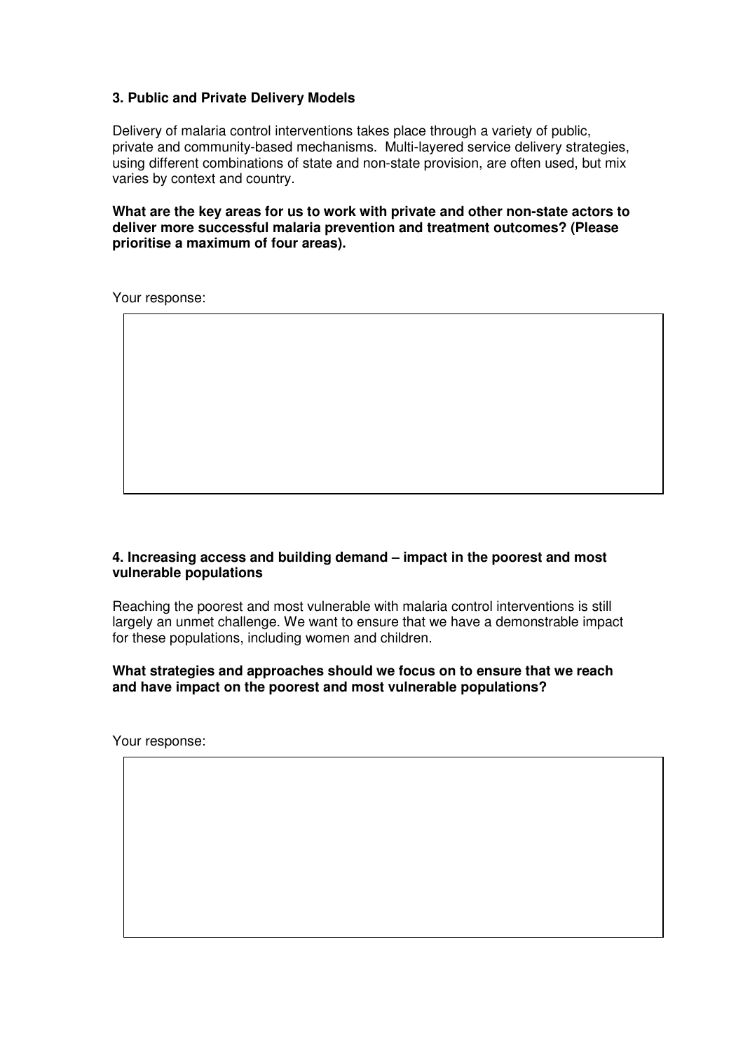### 3. Public and Private Delivery Models

Delivery of malaria control interventions takes place through a variety of public, private and community-based mechanisms. Multi-layered service delivery strategies, using different combinations of state and non-state provision, are often used, but mix varies by context and country.

**What are the key areas for us to work with private and other non-state actors to deliver more successful malaria prevention and treatment outcomes? (Please prioritise a maximum of four areas).**

Your response:

### 4. Increasing access and building demand – impact in the poorest and most vulnerable populations

Reaching the poorest and most vulnerable with malaria control interventions is still largely an unmet challenge. We want to ensure that we have a demonstrable impact for these populations, including women and children.

**What strategies and approaches should we focus on to ensure that we reach and have impact on the poorest and most vulnerable populations?**

Your response: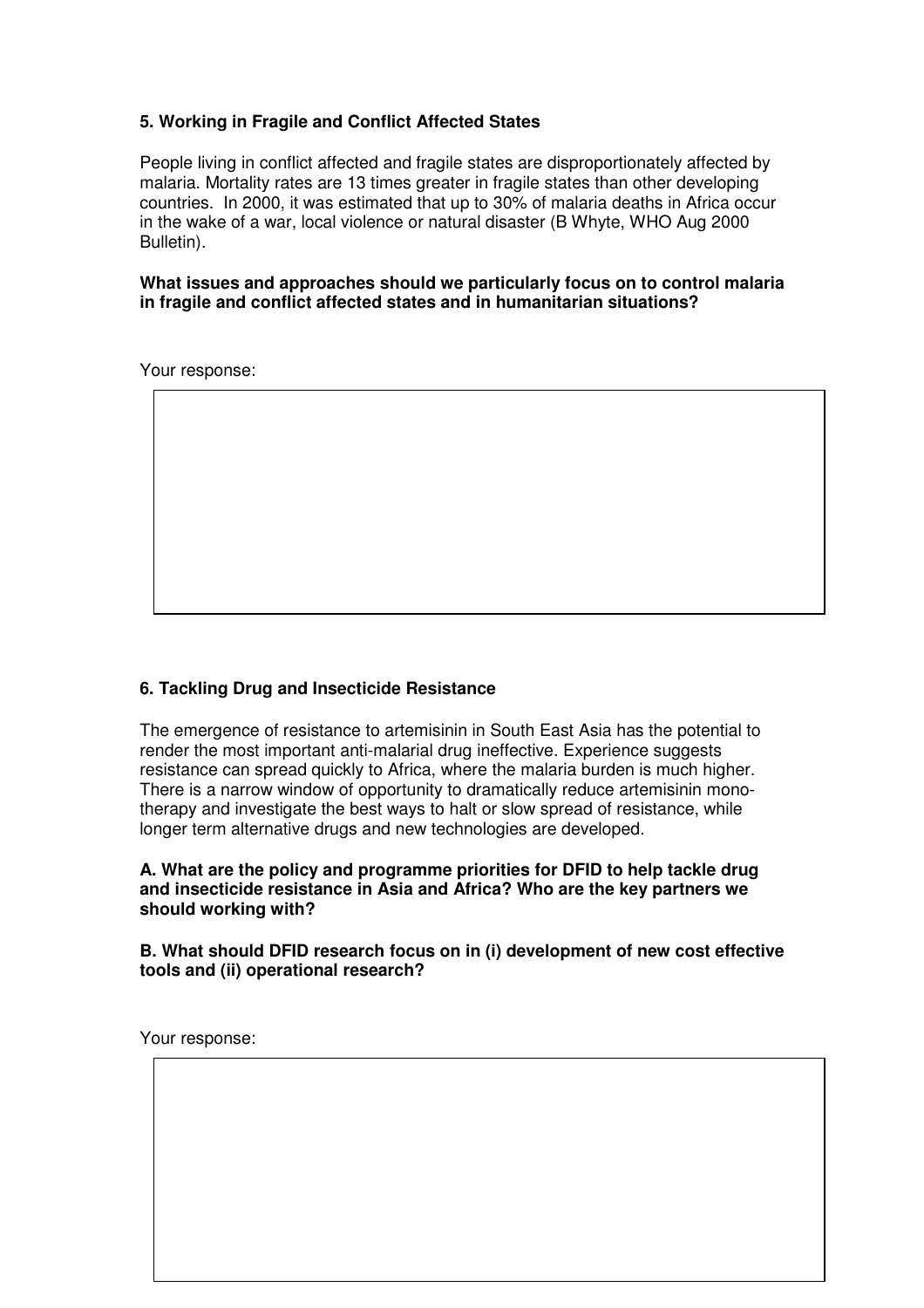## 5. Working in Fragile and Conflict Affected States

People living in conflict affected and fragile states are disproportionately affected by malaria. Mortality rates are 13 times greater in fragile states than other developing countries. In 2000, it was estimated that up to 30% of malaria deaths in Africa occur in the wake of a war, local violence or natural disaster (B Whyte, WHO Aug 2000 Bulletin).

**What issues and approaches should we particularly focus on to control malaria in fragile and conflict affected states and in humanitarian situations?**

Your response:

|   |
|---|
|   |

## 6. Tackling Drug and Insecticide Resistance

The emergence of resistance to artemisinin in South East Asia has the potential to render the most important anti-malarial drug ineffective. Experience suggests resistance can spread quickly to Africa, where the malaria burden is much higher. There is a narrow window of opportunity to dramatically reduce artemisinin mono-therapy and investigate the best ways to halt or slow spread of resistance, while longer term alternative drugs and new technologies are developed.

**A. What are the policy and programme priorities for DFID to help tackle drug and insecticide resistance in Asia and Africa? Who are the key partners we should working with?**

**B. What should DFID research focus on in (i) development of new cost effective tools and (ii) operational research?**

Your response:

|   |
|---|
|   |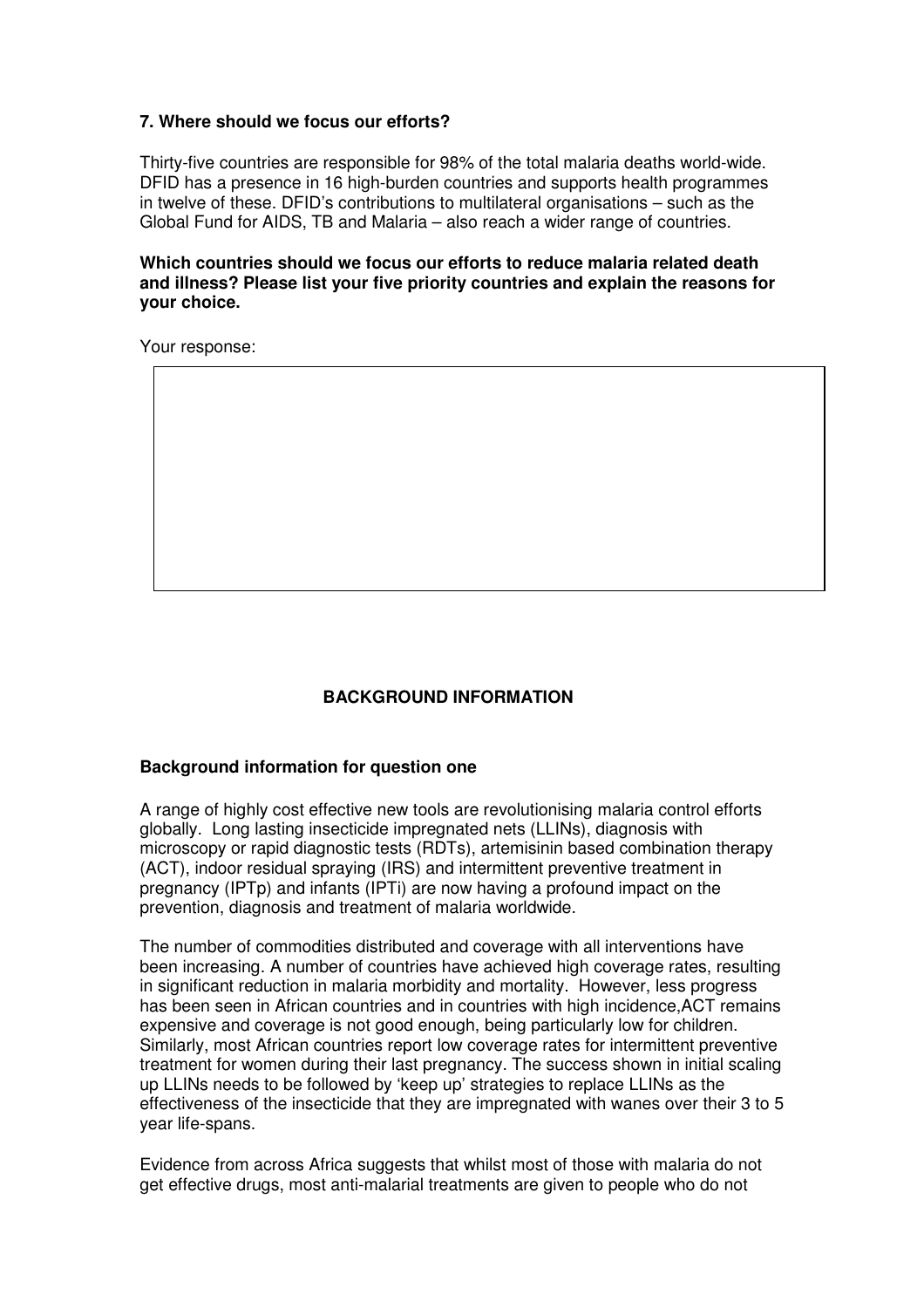**7. Where should we focus our efforts?**

Thirty-five countries are responsible for 98% of the total malaria deaths world-wide. DFID has a presence in 16 high-burden countries and supports health programmes in twelve of these. DFID's contributions to multilateral organisations – such as the Global Fund for AIDS, TB and Malaria – also reach a wider range of countries.

**Which countries should we focus our efforts to reduce malaria related death and illness? Please list your five priority countries and explain the reasons for your choice.**

Your response:

| |
|---|
| |

## BACKGROUND INFORMATION

### Background information for question one

A range of highly cost effective new tools are revolutionising malaria control efforts globally. Long lasting insecticide impregnated nets (LLINs), diagnosis with microscopy or rapid diagnostic tests (RDTs), artemisinin based combination therapy (ACT), indoor residual spraying (IRS) and intermittent preventive treatment in pregnancy (IPTp) and infants (IPTi) are now having a profound impact on the prevention, diagnosis and treatment of malaria worldwide.

The number of commodities distributed and coverage with all interventions have been increasing. A number of countries have achieved high coverage rates, resulting in significant reduction in malaria morbidity and mortality. However, less progress has been seen in African countries and in countries with high incidence,ACT remains expensive and coverage is not good enough, being particularly low for children. Similarly, most African countries report low coverage rates for intermittent preventive treatment for women during their last pregnancy. The success shown in initial scaling up LLINs needs to be followed by 'keep up' strategies to replace LLINs as the effectiveness of the insecticide that they are impregnated with wanes over their 3 to 5 year life-spans.

Evidence from across Africa suggests that whilst most of those with malaria do not get effective drugs, most anti-malarial treatments are given to people who do not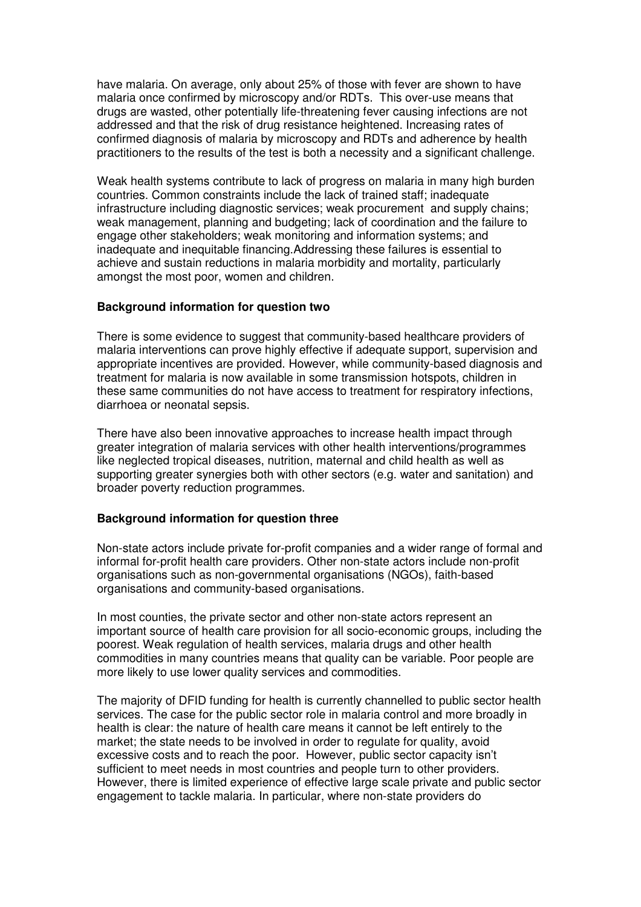have malaria. On average, only about 25% of those with fever are shown to have malaria once confirmed by microscopy and/or RDTs. This over-use means that drugs are wasted, other potentially life-threatening fever causing infections are not addressed and that the risk of drug resistance heightened. Increasing rates of confirmed diagnosis of malaria by microscopy and RDTs and adherence by health practitioners to the results of the test is both a necessity and a significant challenge.

Weak health systems contribute to lack of progress on malaria in many high burden countries. Common constraints include the lack of trained staff; inadequate infrastructure including diagnostic services; weak procurement and supply chains; weak management, planning and budgeting; lack of coordination and the failure to engage other stakeholders; weak monitoring and information systems; and inadequate and inequitable financing.Addressing these failures is essential to achieve and sustain reductions in malaria morbidity and mortality, particularly amongst the most poor, women and children.

**Background information for question two**

There is some evidence to suggest that community-based healthcare providers of malaria interventions can prove highly effective if adequate support, supervision and appropriate incentives are provided. However, while community-based diagnosis and treatment for malaria is now available in some transmission hotspots, children in these same communities do not have access to treatment for respiratory infections, diarrhoea or neonatal sepsis.

There have also been innovative approaches to increase health impact through greater integration of malaria services with other health interventions/programmes like neglected tropical diseases, nutrition, maternal and child health as well as supporting greater synergies both with other sectors (e.g. water and sanitation) and broader poverty reduction programmes.

**Background information for question three**

Non-state actors include private for-profit companies and a wider range of formal and informal for-profit health care providers. Other non-state actors include non-profit organisations such as non-governmental organisations (NGOs), faith-based organisations and community-based organisations.

In most counties, the private sector and other non-state actors represent an important source of health care provision for all socio-economic groups, including the poorest. Weak regulation of health services, malaria drugs and other health commodities in many countries means that quality can be variable. Poor people are more likely to use lower quality services and commodities.

The majority of DFID funding for health is currently channelled to public sector health services. The case for the public sector role in malaria control and more broadly in health is clear: the nature of health care means it cannot be left entirely to the market; the state needs to be involved in order to regulate for quality, avoid excessive costs and to reach the poor. However, public sector capacity isn't sufficient to meet needs in most countries and people turn to other providers. However, there is limited experience of effective large scale private and public sector engagement to tackle malaria. In particular, where non-state providers do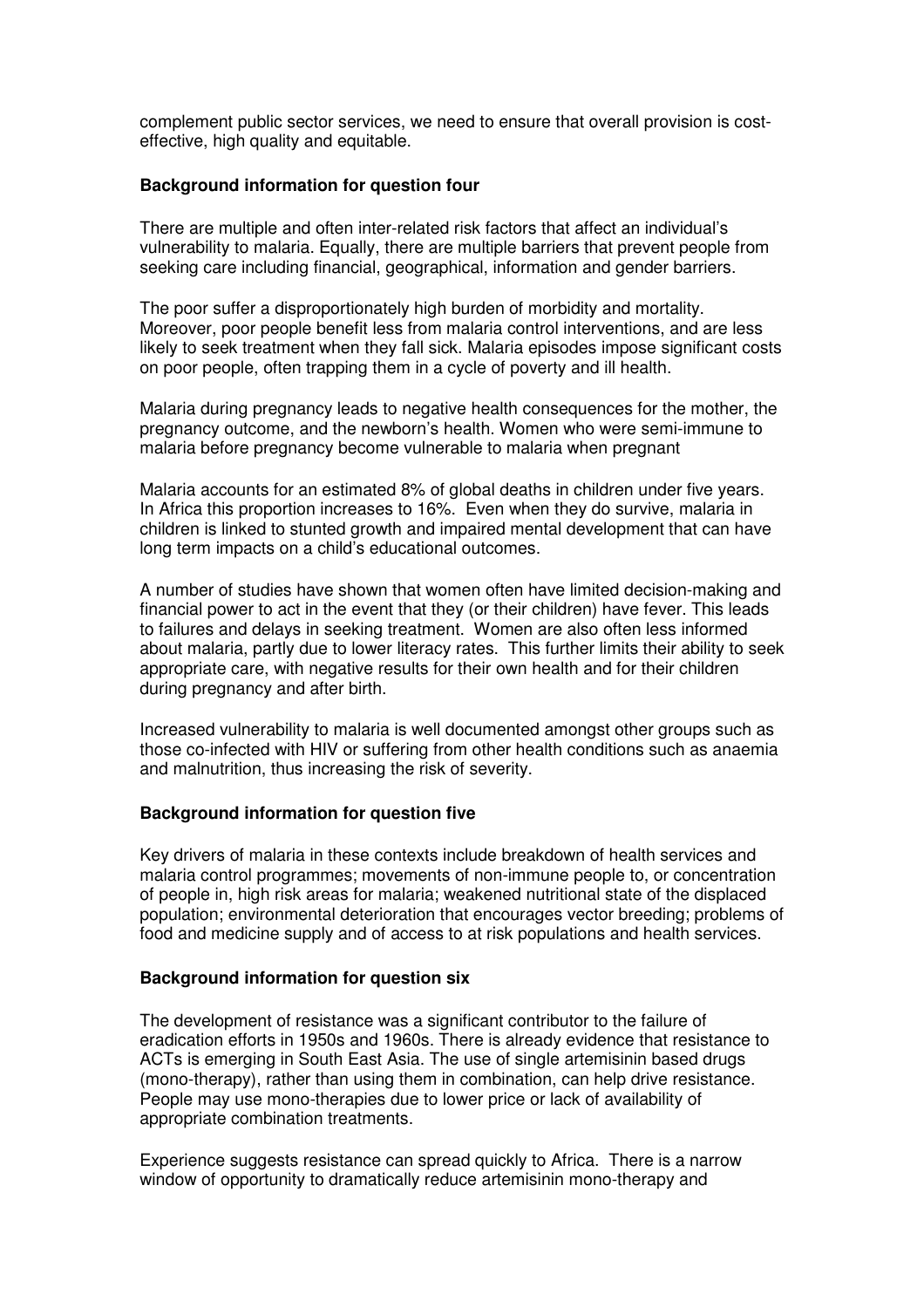complement public sector services, we need to ensure that overall provision is cost-effective, high quality and equitable.

**Background information for question four**

There are multiple and often inter-related risk factors that affect an individual's vulnerability to malaria. Equally, there are multiple barriers that prevent people from seeking care including financial, geographical, information and gender barriers.

The poor suffer a disproportionately high burden of morbidity and mortality. Moreover, poor people benefit less from malaria control interventions, and are less likely to seek treatment when they fall sick. Malaria episodes impose significant costs on poor people, often trapping them in a cycle of poverty and ill health.

Malaria during pregnancy leads to negative health consequences for the mother, the pregnancy outcome, and the newborn's health. Women who were semi-immune to malaria before pregnancy become vulnerable to malaria when pregnant

Malaria accounts for an estimated 8% of global deaths in children under five years. In Africa this proportion increases to 16%. Even when they do survive, malaria in children is linked to stunted growth and impaired mental development that can have long term impacts on a child's educational outcomes.

A number of studies have shown that women often have limited decision-making and financial power to act in the event that they (or their children) have fever. This leads to failures and delays in seeking treatment. Women are also often less informed about malaria, partly due to lower literacy rates. This further limits their ability to seek appropriate care, with negative results for their own health and for their children during pregnancy and after birth.

Increased vulnerability to malaria is well documented amongst other groups such as those co-infected with HIV or suffering from other health conditions such as anaemia and malnutrition, thus increasing the risk of severity.

**Background information for question five**

Key drivers of malaria in these contexts include breakdown of health services and malaria control programmes; movements of non-immune people to, or concentration of people in, high risk areas for malaria; weakened nutritional state of the displaced population; environmental deterioration that encourages vector breeding; problems of food and medicine supply and of access to at risk populations and health services.

**Background information for question six**

The development of resistance was a significant contributor to the failure of eradication efforts in 1950s and 1960s. There is already evidence that resistance to ACTs is emerging in South East Asia. The use of single artemisinin based drugs (mono-therapy), rather than using them in combination, can help drive resistance. People may use mono-therapies due to lower price or lack of availability of appropriate combination treatments.

Experience suggests resistance can spread quickly to Africa. There is a narrow window of opportunity to dramatically reduce artemisinin mono-therapy and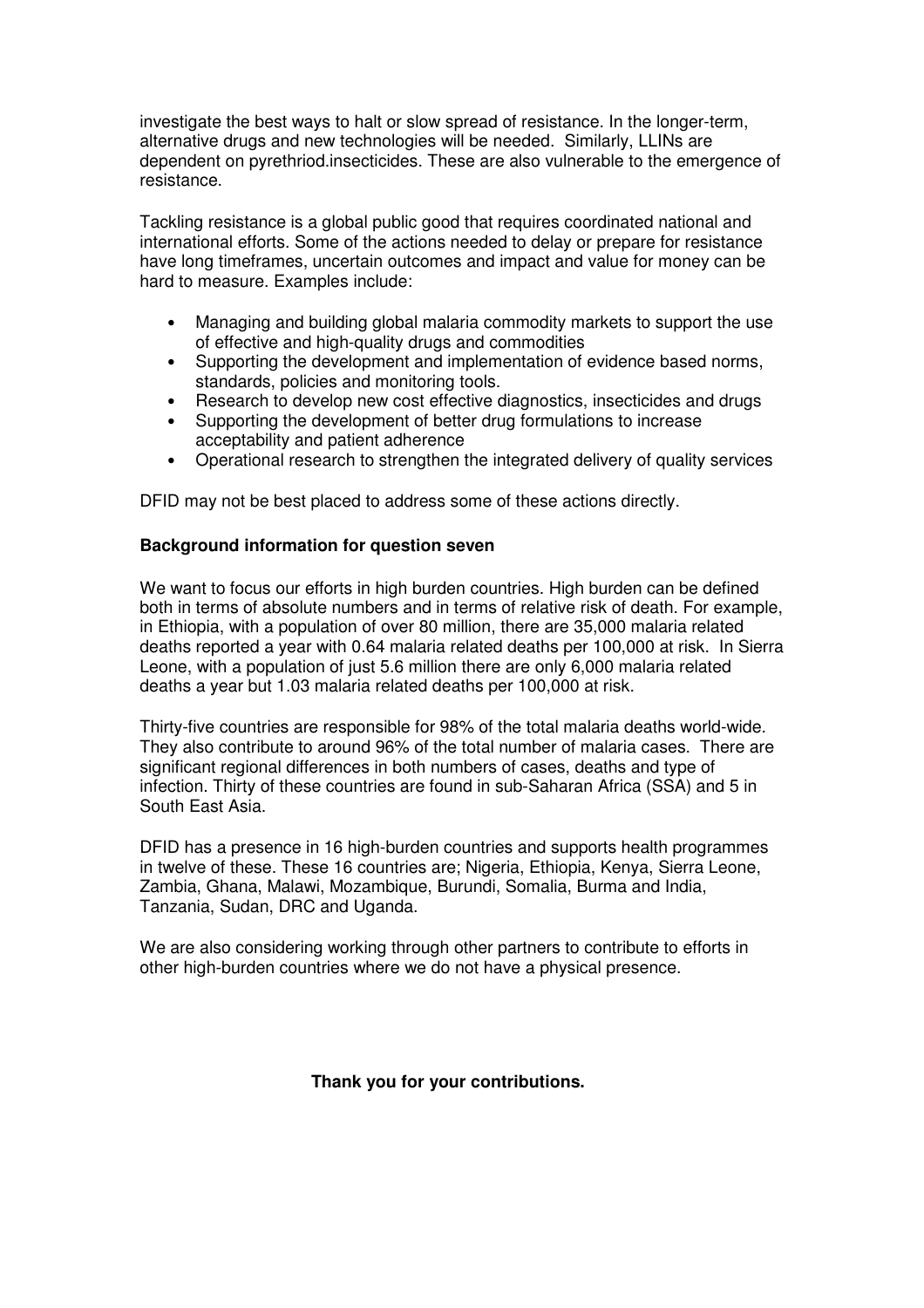investigate the best ways to halt or slow spread of resistance. In the longer-term, alternative drugs and new technologies will be needed. Similarly, LLINs are dependent on pyrethriod.insecticides. These are also vulnerable to the emergence of resistance.

Tackling resistance is a global public good that requires coordinated national and international efforts. Some of the actions needed to delay or prepare for resistance have long timeframes, uncertain outcomes and impact and value for money can be hard to measure. Examples include:

- Managing and building global malaria commodity markets to support the use of effective and high-quality drugs and commodities
- Supporting the development and implementation of evidence based norms, standards, policies and monitoring tools.
- Research to develop new cost effective diagnostics, insecticides and drugs
- Supporting the development of better drug formulations to increase acceptability and patient adherence
- Operational research to strengthen the integrated delivery of quality services

DFID may not be best placed to address some of these actions directly.

**Background information for question seven**

We want to focus our efforts in high burden countries. High burden can be defined both in terms of absolute numbers and in terms of relative risk of death. For example, in Ethiopia, with a population of over 80 million, there are 35,000 malaria related deaths reported a year with 0.64 malaria related deaths per 100,000 at risk. In Sierra Leone, with a population of just 5.6 million there are only 6,000 malaria related deaths a year but 1.03 malaria related deaths per 100,000 at risk.

Thirty-five countries are responsible for 98% of the total malaria deaths world-wide. They also contribute to around 96% of the total number of malaria cases. There are significant regional differences in both numbers of cases, deaths and type of infection. Thirty of these countries are found in sub-Saharan Africa (SSA) and 5 in South East Asia.

DFID has a presence in 16 high-burden countries and supports health programmes in twelve of these. These 16 countries are; Nigeria, Ethiopia, Kenya, Sierra Leone, Zambia, Ghana, Malawi, Mozambique, Burundi, Somalia, Burma and India, Tanzania, Sudan, DRC and Uganda.

We are also considering working through other partners to contribute to efforts in other high-burden countries where we do not have a physical presence.

**Thank you for your contributions.**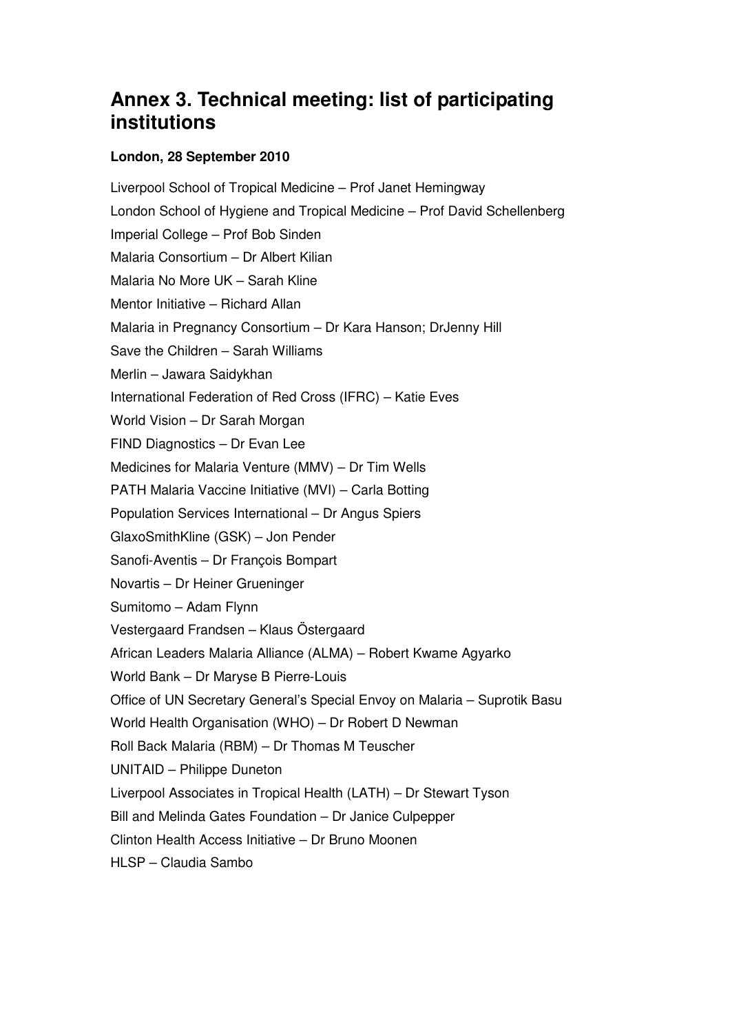# Annex 3. Technical meeting: list of participating institutions

**London, 28 September 2010**

Liverpool School of Tropical Medicine – Prof Janet Hemingway

London School of Hygiene and Tropical Medicine – Prof David Schellenberg

Imperial College – Prof Bob Sinden

Malaria Consortium – Dr Albert Kilian

Malaria No More UK – Sarah Kline

Mentor Initiative – Richard Allan

Malaria in Pregnancy Consortium – Dr Kara Hanson; DrJenny Hill

Save the Children – Sarah Williams

Merlin – Jawara Saidykhan

International Federation of Red Cross (IFRC) – Katie Eves

World Vision – Dr Sarah Morgan

FIND Diagnostics – Dr Evan Lee

Medicines for Malaria Venture (MMV) – Dr Tim Wells

PATH Malaria Vaccine Initiative (MVI) – Carla Botting

Population Services International – Dr Angus Spiers

GlaxoSmithKline (GSK) – Jon Pender

Sanofi-Aventis – Dr François Bompart

Novartis – Dr Heiner Grueninger

Sumitomo – Adam Flynn

Vestergaard Frandsen – Klaus Östergaard

African Leaders Malaria Alliance (ALMA) – Robert Kwame Agyarko

World Bank – Dr Maryse B Pierre-Louis

Office of UN Secretary General's Special Envoy on Malaria – Suprotik Basu

World Health Organisation (WHO) – Dr Robert D Newman

Roll Back Malaria (RBM) – Dr Thomas M Teuscher

UNITAID – Philippe Duneton

Liverpool Associates in Tropical Health (LATH) – Dr Stewart Tyson

Bill and Melinda Gates Foundation – Dr Janice Culpepper

Clinton Health Access Initiative – Dr Bruno Moonen

HLSP – Claudia Sambo